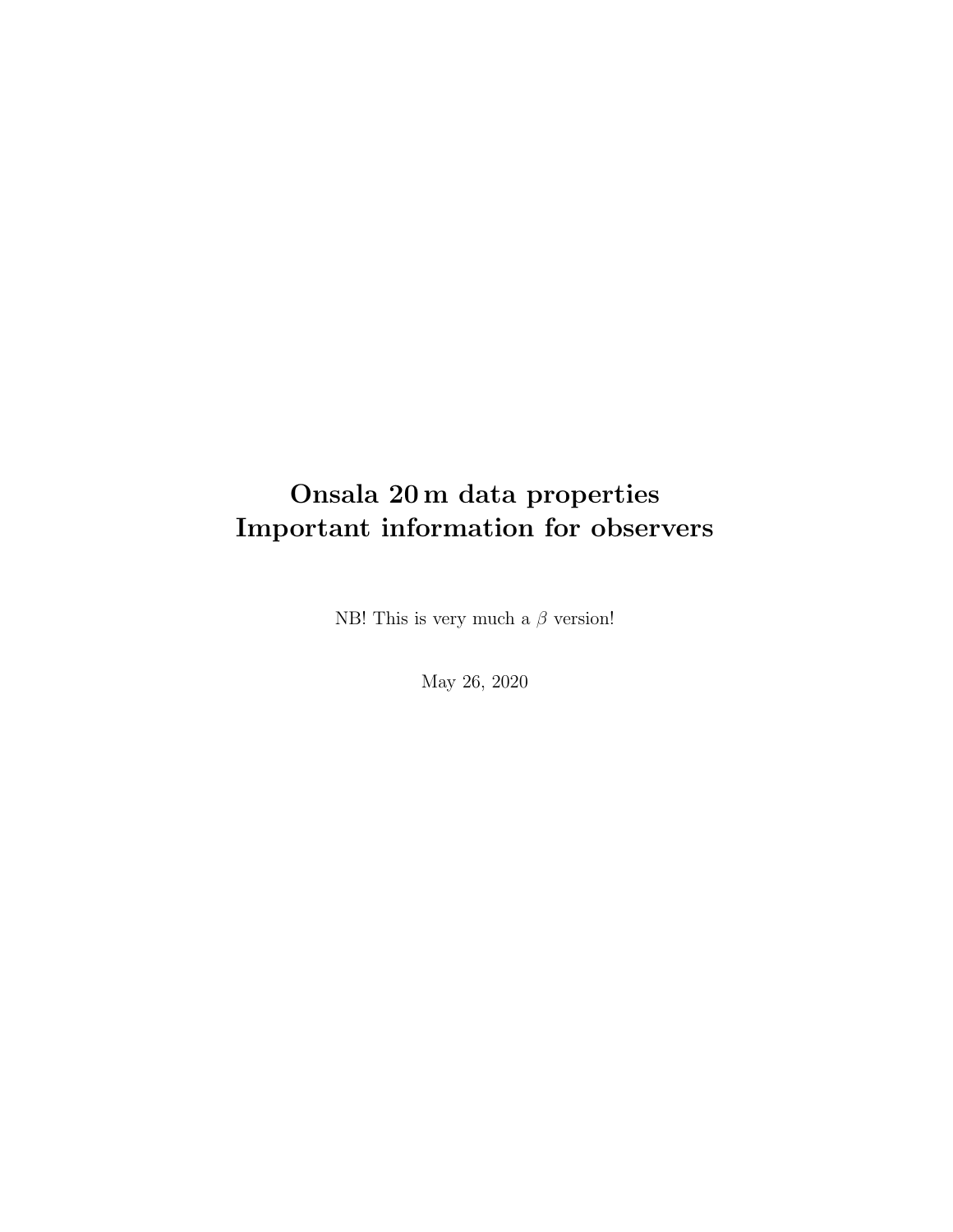# Onsala 20 m data properties
# Important information for observers

NB! This is very much a $\beta$ version!

May 26, 2020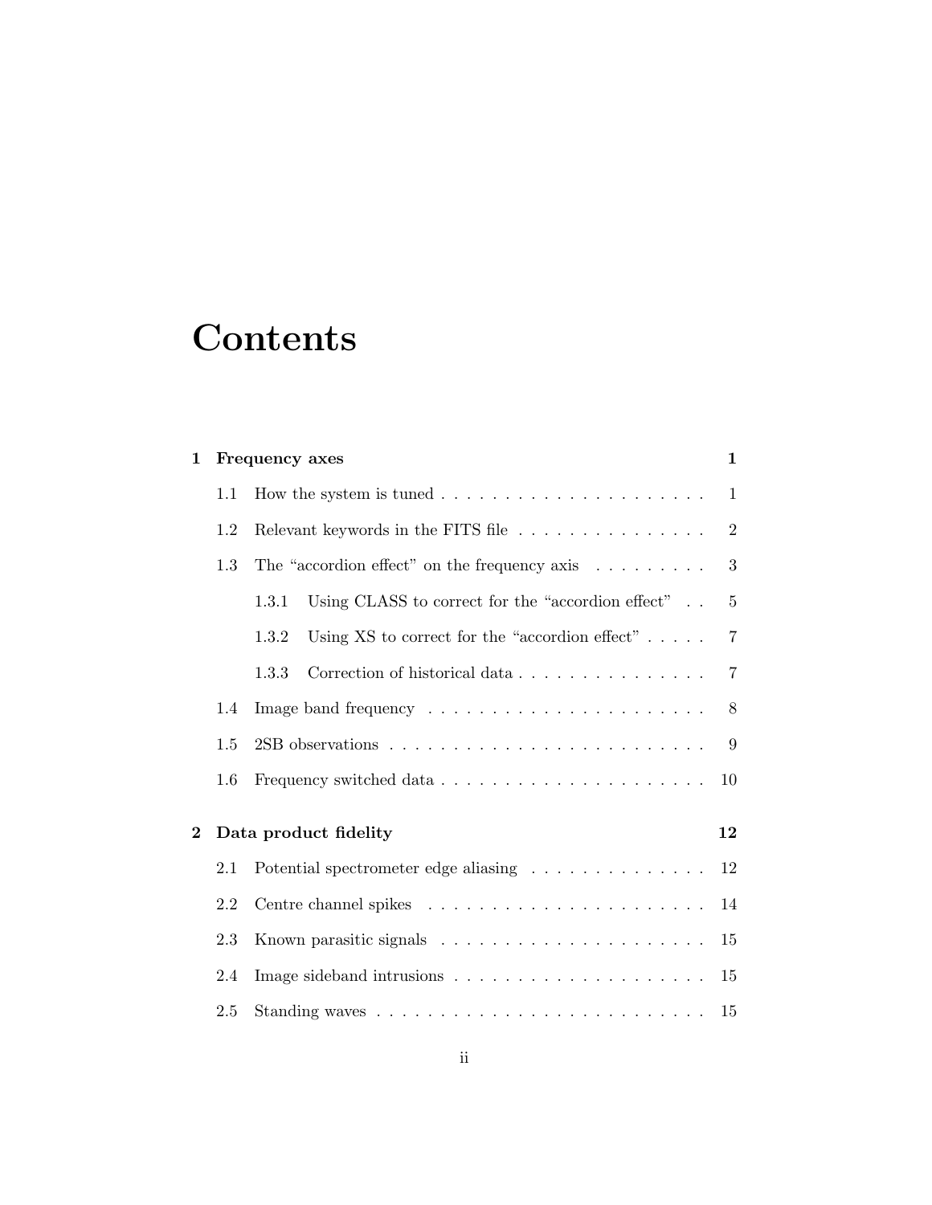# Contents

**1 Frequency axes** **1**

- 1.1 How the system is tuned . . . . . . . . . . . . . . . . . . . . . . 1
- 1.2 Relevant keywords in the FITS file . . . . . . . . . . . . . . . . 2
- 1.3 The "accordion effect" on the frequency axis . . . . . . . . . . 3
  - 1.3.1 Using CLASS to correct for the "accordion effect" . . 5
  - 1.3.2 Using XS to correct for the "accordion effect" . . . . . 7
  - 1.3.3 Correction of historical data . . . . . . . . . . . . . . . . 7
- 1.4 Image band frequency . . . . . . . . . . . . . . . . . . . . . . . 8
- 1.5 2SB observations . . . . . . . . . . . . . . . . . . . . . . . . . . 9
- 1.6 Frequency switched data . . . . . . . . . . . . . . . . . . . . . . 10

**2 Data product fidelity** **12**

- 2.1 Potential spectrometer edge aliasing . . . . . . . . . . . . . . . 12
- 2.2 Centre channel spikes . . . . . . . . . . . . . . . . . . . . . . . 14
- 2.3 Known parasitic signals . . . . . . . . . . . . . . . . . . . . . . 15
- 2.4 Image sideband intrusions . . . . . . . . . . . . . . . . . . . . . 15
- 2.5 Standing waves . . . . . . . . . . . . . . . . . . . . . . . . . . . 15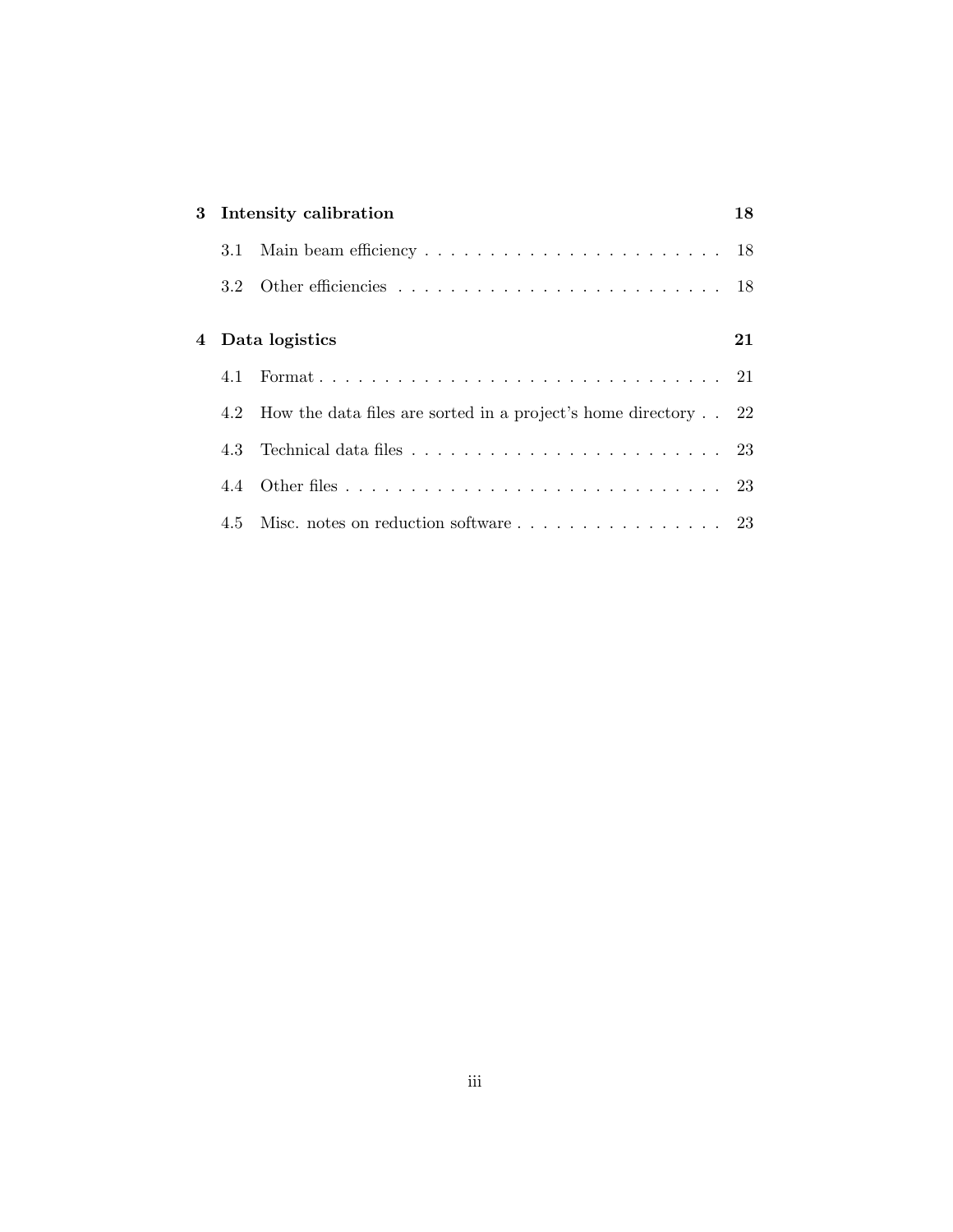**3 Intensity calibration** **18**

- 3.1 Main beam efficiency . . . . . . . . . . . . . . . . . . . . . . . . 18
- 3.2 Other efficiencies . . . . . . . . . . . . . . . . . . . . . . . . . . 18

**4 Data logistics** **21**

- 4.1 Format . . . . . . . . . . . . . . . . . . . . . . . . . . . . . . . . 21
- 4.2 How the data files are sorted in a project's home directory . . 22
- 4.3 Technical data files . . . . . . . . . . . . . . . . . . . . . . . . . 23
- 4.4 Other files . . . . . . . . . . . . . . . . . . . . . . . . . . . . . . 23
- 4.5 Misc. notes on reduction software . . . . . . . . . . . . . . . . . 23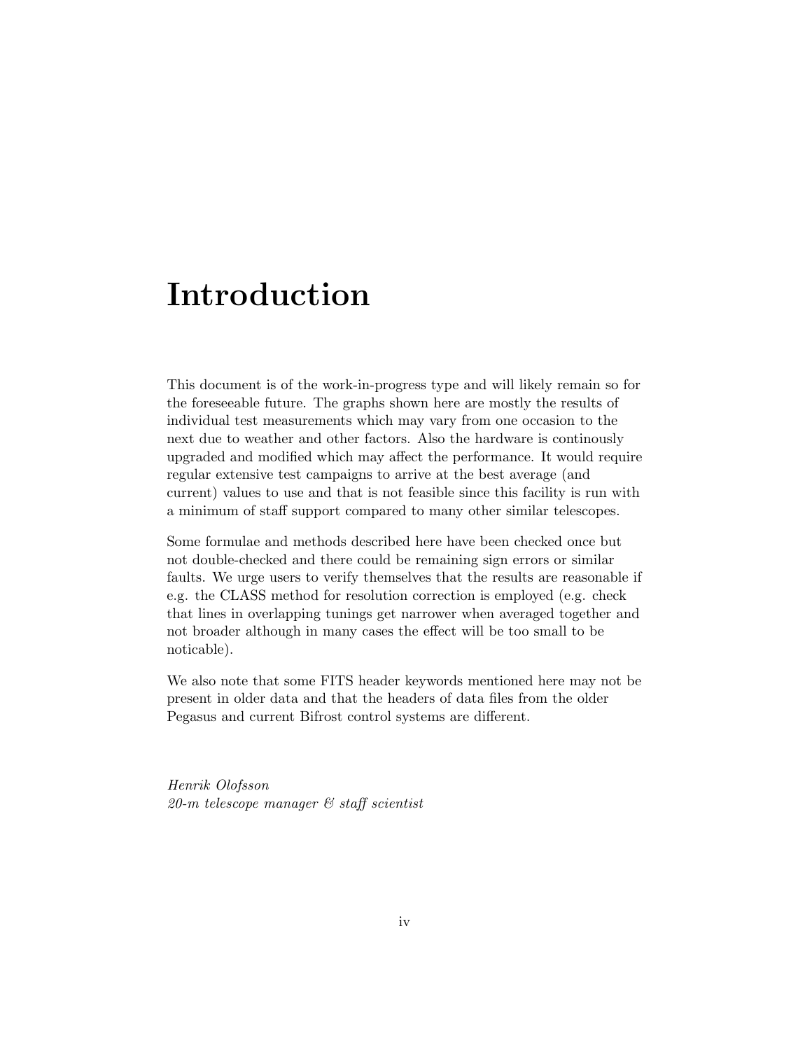# Introduction

This document is of the work-in-progress type and will likely remain so for the foreseeable future. The graphs shown here are mostly the results of individual test measurements which may vary from one occasion to the next due to weather and other factors. Also the hardware is continously upgraded and modified which may affect the performance. It would require regular extensive test campaigns to arrive at the best average (and current) values to use and that is not feasible since this facility is run with a minimum of staff support compared to many other similar telescopes.

Some formulae and methods described here have been checked once but not double-checked and there could be remaining sign errors or similar faults. We urge users to verify themselves that the results are reasonable if e.g. the CLASS method for resolution correction is employed (e.g. check that lines in overlapping tunings get narrower when averaged together and not broader although in many cases the effect will be too small to be noticable).

We also note that some FITS header keywords mentioned here may not be present in older data and that the headers of data files from the older Pegasus and current Bifrost control systems are different.

*Henrik Olofsson*
*20-m telescope manager & staff scientist*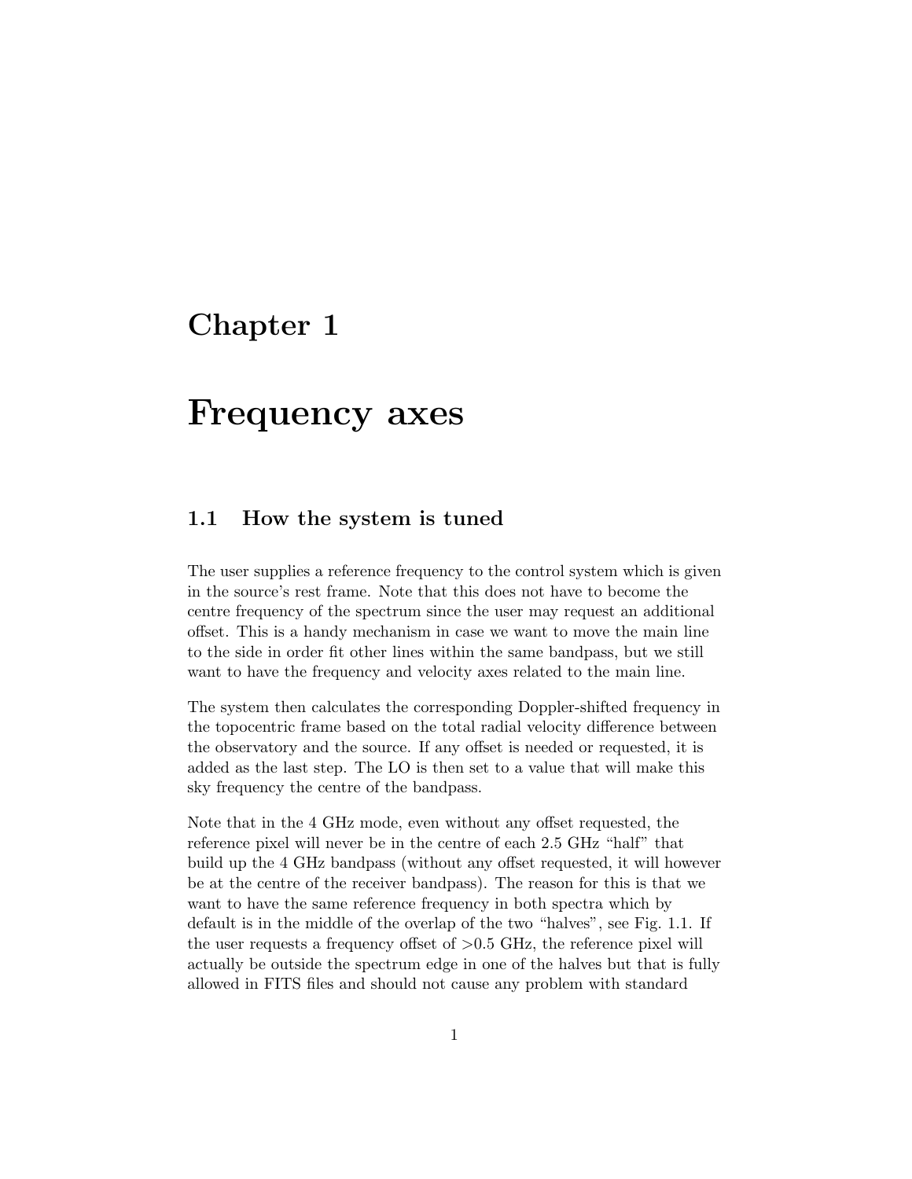# Chapter 1

# Frequency axes

## 1.1 How the system is tuned

The user supplies a reference frequency to the control system which is given in the source's rest frame. Note that this does not have to become the centre frequency of the spectrum since the user may request an additional offset. This is a handy mechanism in case we want to move the main line to the side in order fit other lines within the same bandpass, but we still want to have the frequency and velocity axes related to the main line.

The system then calculates the corresponding Doppler-shifted frequency in the topocentric frame based on the total radial velocity difference between the observatory and the source. If any offset is needed or requested, it is added as the last step. The LO is then set to a value that will make this sky frequency the centre of the bandpass.

Note that in the 4 GHz mode, even without any offset requested, the reference pixel will never be in the centre of each 2.5 GHz "half" that build up the 4 GHz bandpass (without any offset requested, it will however be at the centre of the receiver bandpass). The reason for this is that we want to have the same reference frequency in both spectra which by default is in the middle of the overlap of the two "halves", see Fig. 1.1. If the user requests a frequency offset of >0.5 GHz, the reference pixel will actually be outside the spectrum edge in one of the halves but that is fully allowed in FITS files and should not cause any problem with standard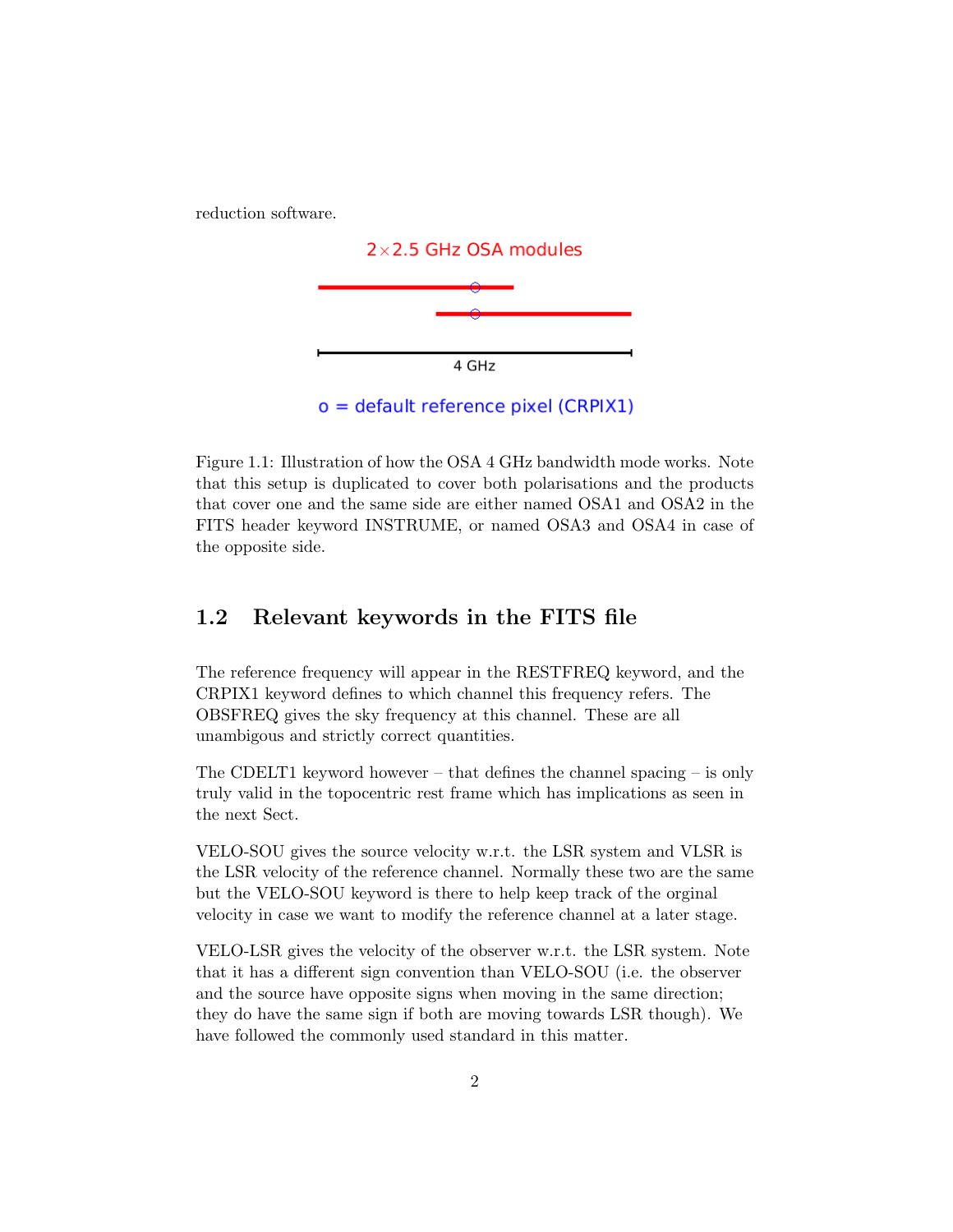reduction software.

Figure 1.1: Illustration of how the OSA 4 GHz bandwidth mode works. Note that this setup is duplicated to cover both polarisations and the products that cover one and the same side are either named OSA1 and OSA2 in the FITS header keyword INSTRUME, or named OSA3 and OSA4 in case of the opposite side.

## 1.2 Relevant keywords in the FITS file

The reference frequency will appear in the RESTFREQ keyword, and the CRPIX1 keyword defines to which channel this frequency refers. The OBSFREQ gives the sky frequency at this channel. These are all unambigous and strictly correct quantities.

The CDELT1 keyword however – that defines the channel spacing – is only truly valid in the topocentric rest frame which has implications as seen in the next Sect.

VELO-SOU gives the source velocity w.r.t. the LSR system and VLSR is the LSR velocity of the reference channel. Normally these two are the same but the VELO-SOU keyword is there to help keep track of the orginal velocity in case we want to modify the reference channel at a later stage.

VELO-LSR gives the velocity of the observer w.r.t. the LSR system. Note that it has a different sign convention than VELO-SOU (i.e. the observer and the source have opposite signs when moving in the same direction; they do have the same sign if both are moving towards LSR though). We have followed the commonly used standard in this matter.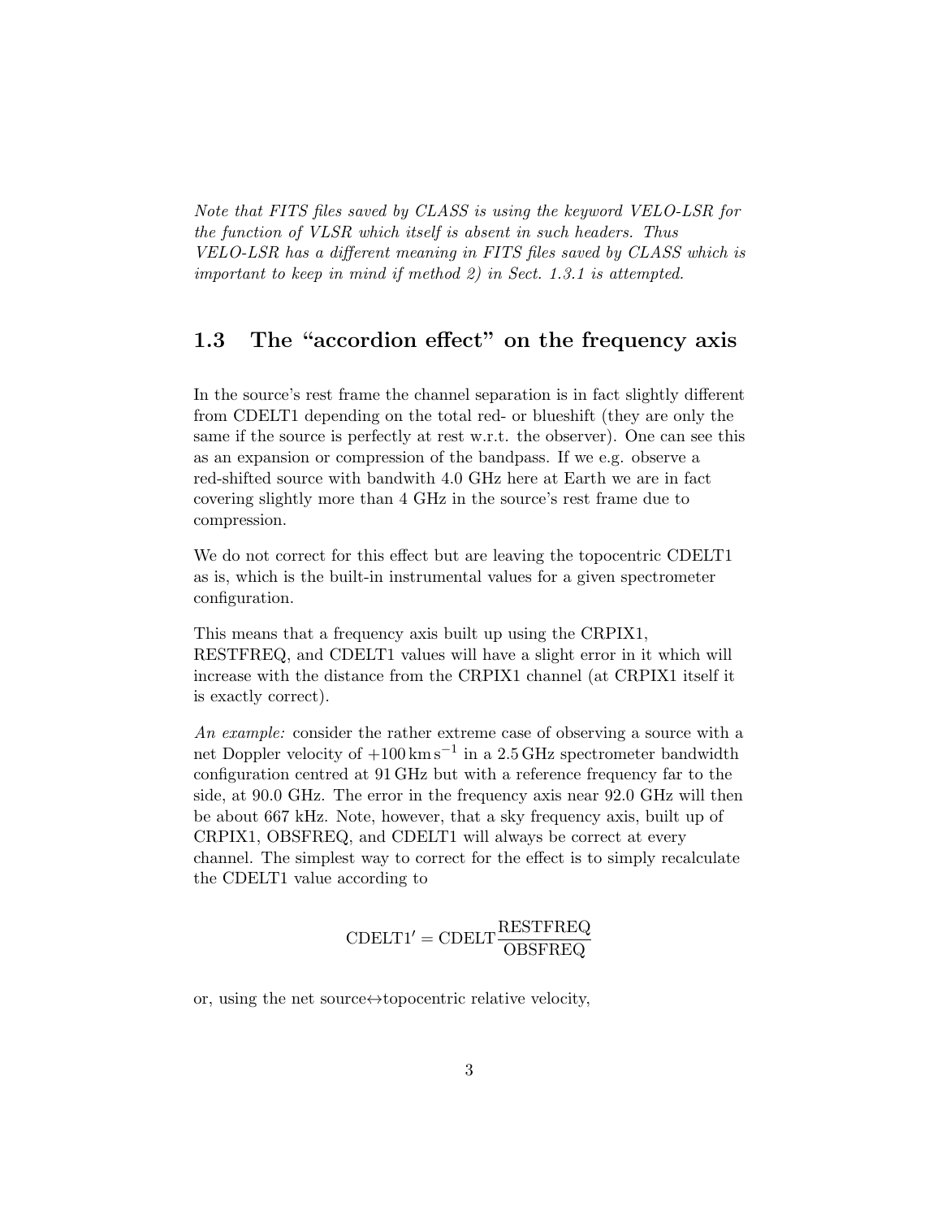*Note that FITS files saved by CLASS is using the keyword VELO-LSR for the function of VLSR which itself is absent in such headers. Thus VELO-LSR has a different meaning in FITS files saved by CLASS which is important to keep in mind if method 2) in Sect. 1.3.1 is attempted.*

## 1.3 The "accordion effect" on the frequency axis

In the source's rest frame the channel separation is in fact slightly different from CDELT1 depending on the total red- or blueshift (they are only the same if the source is perfectly at rest w.r.t. the observer). One can see this as an expansion or compression of the bandpass. If we e.g. observe a red-shifted source with bandwith 4.0 GHz here at Earth we are in fact covering slightly more than 4 GHz in the source's rest frame due to compression.

We do not correct for this effect but are leaving the topocentric CDELT1 as is, which is the built-in instrumental values for a given spectrometer configuration.

This means that a frequency axis built up using the CRPIX1, RESTFREQ, and CDELT1 values will have a slight error in it which will increase with the distance from the CRPIX1 channel (at CRPIX1 itself it is exactly correct).

*An example:* consider the rather extreme case of observing a source with a net Doppler velocity of $+100\,\mathrm{km\,s^{-1}}$ in a 2.5 GHz spectrometer bandwidth configuration centred at 91 GHz but with a reference frequency far to the side, at 90.0 GHz. The error in the frequency axis near 92.0 GHz will then be about 667 kHz. Note, however, that a sky frequency axis, built up of CRPIX1, OBSFREQ, and CDELT1 will always be correct at every channel. The simplest way to correct for the effect is to simply recalculate the CDELT1 value according to

$$\mathrm{CDELT1}' = \mathrm{CDELT}\frac{\mathrm{RESTFREQ}}{\mathrm{OBSFREQ}}$$

or, using the net source↔topocentric relative velocity,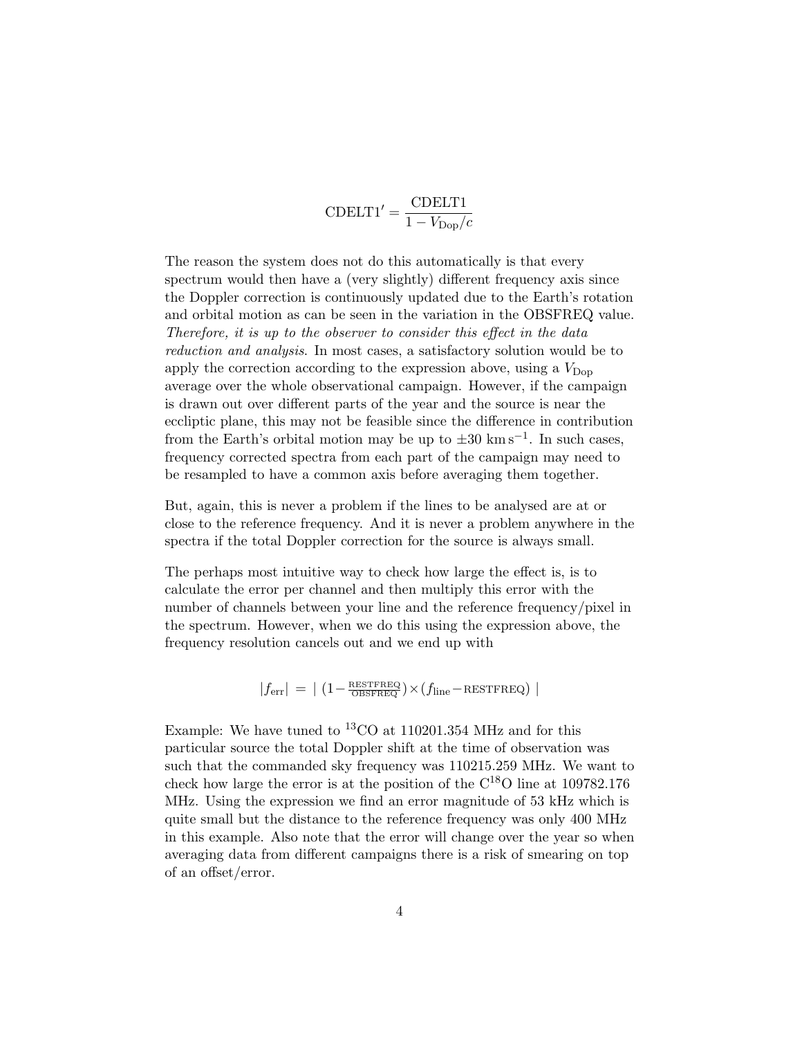$$\text{CDELT1}' = \frac{\text{CDELT1}}{1 - V_{\text{Dop}}/c}$$

The reason the system does not do this automatically is that every spectrum would then have a (very slightly) different frequency axis since the Doppler correction is continuously updated due to the Earth's rotation and orbital motion as can be seen in the variation in the OBSFREQ value. *Therefore, it is up to the observer to consider this effect in the data reduction and analysis*. In most cases, a satisfactory solution would be to apply the correction according to the expression above, using a $V_{\text{Dop}}$ average over the whole observational campaign. However, if the campaign is drawn out over different parts of the year and the source is near the eccliptic plane, this may not be feasible since the difference in contribution from the Earth's orbital motion may be up to $\pm 30$ km s$^{-1}$. In such cases, frequency corrected spectra from each part of the campaign may need to be resampled to have a common axis before averaging them together.

But, again, this is never a problem if the lines to be analysed are at or close to the reference frequency. And it is never a problem anywhere in the spectra if the total Doppler correction for the source is always small.

The perhaps most intuitive way to check how large the effect is, is to calculate the error per channel and then multiply this error with the number of channels between your line and the reference frequency/pixel in the spectrum. However, when we do this using the expression above, the frequency resolution cancels out and we end up with

$$|f_{\text{err}}| \;=\; |\; (1 - \tfrac{\text{RESTFREQ}}{\text{OBSFREQ}}) \times (f_{\text{line}} - \text{RESTFREQ}) \;|$$

Example: We have tuned to $^{13}$CO at 110201.354 MHz and for this particular source the total Doppler shift at the time of observation was such that the commanded sky frequency was 110215.259 MHz. We want to check how large the error is at the position of the C$^{18}$O line at 109782.176 MHz. Using the expression we find an error magnitude of 53 kHz which is quite small but the distance to the reference frequency was only 400 MHz in this example. Also note that the error will change over the year so when averaging data from different campaigns there is a risk of smearing on top of an offset/error.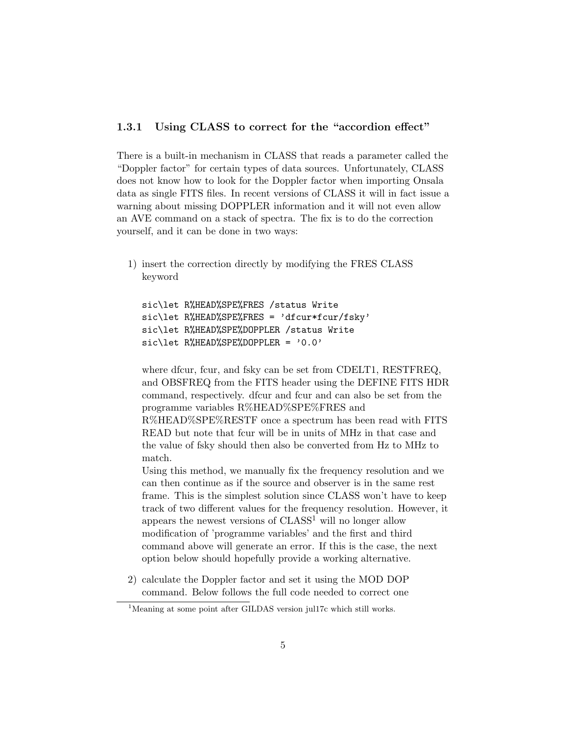### 1.3.1 Using CLASS to correct for the "accordion effect"

There is a built-in mechanism in CLASS that reads a parameter called the "Doppler factor" for certain types of data sources. Unfortunately, CLASS does not know how to look for the Doppler factor when importing Onsala data as single FITS files. In recent versions of CLASS it will in fact issue a warning about missing DOPPLER information and it will not even allow an AVE command on a stack of spectra. The fix is to do the correction yourself, and it can be done in two ways:

1) insert the correction directly by modifying the FRES CLASS keyword

```
sic\let R%HEAD%SPE%FRES /status Write
sic\let R%HEAD%SPE%FRES = 'dfcur*fcur/fsky'
sic\let R%HEAD%SPE%DOPPLER /status Write
sic\let R%HEAD%SPE%DOPPLER = '0.0'
```

where dfcur, fcur, and fsky can be set from CDELT1, RESTFREQ, and OBSFREQ from the FITS header using the DEFINE FITS HDR command, respectively. dfcur and fcur and can also be set from the programme variables R%HEAD%SPE%FRES and R%HEAD%SPE%RESTF once a spectrum has been read with FITS READ but note that fcur will be in units of MHz in that case and the value of fsky should then also be converted from Hz to MHz to match.

Using this method, we manually fix the frequency resolution and we can then continue as if the source and observer is in the same rest frame. This is the simplest solution since CLASS won't have to keep track of two different values for the frequency resolution. However, it appears the newest versions of CLASS[1] will no longer allow modification of 'programme variables' and the first and third command above will generate an error. If this is the case, the next option below should hopefully provide a working alternative.

2) calculate the Doppler factor and set it using the MOD DOP command. Below follows the full code needed to correct one

[1] Meaning at some point after GILDAS version jul17c which still works.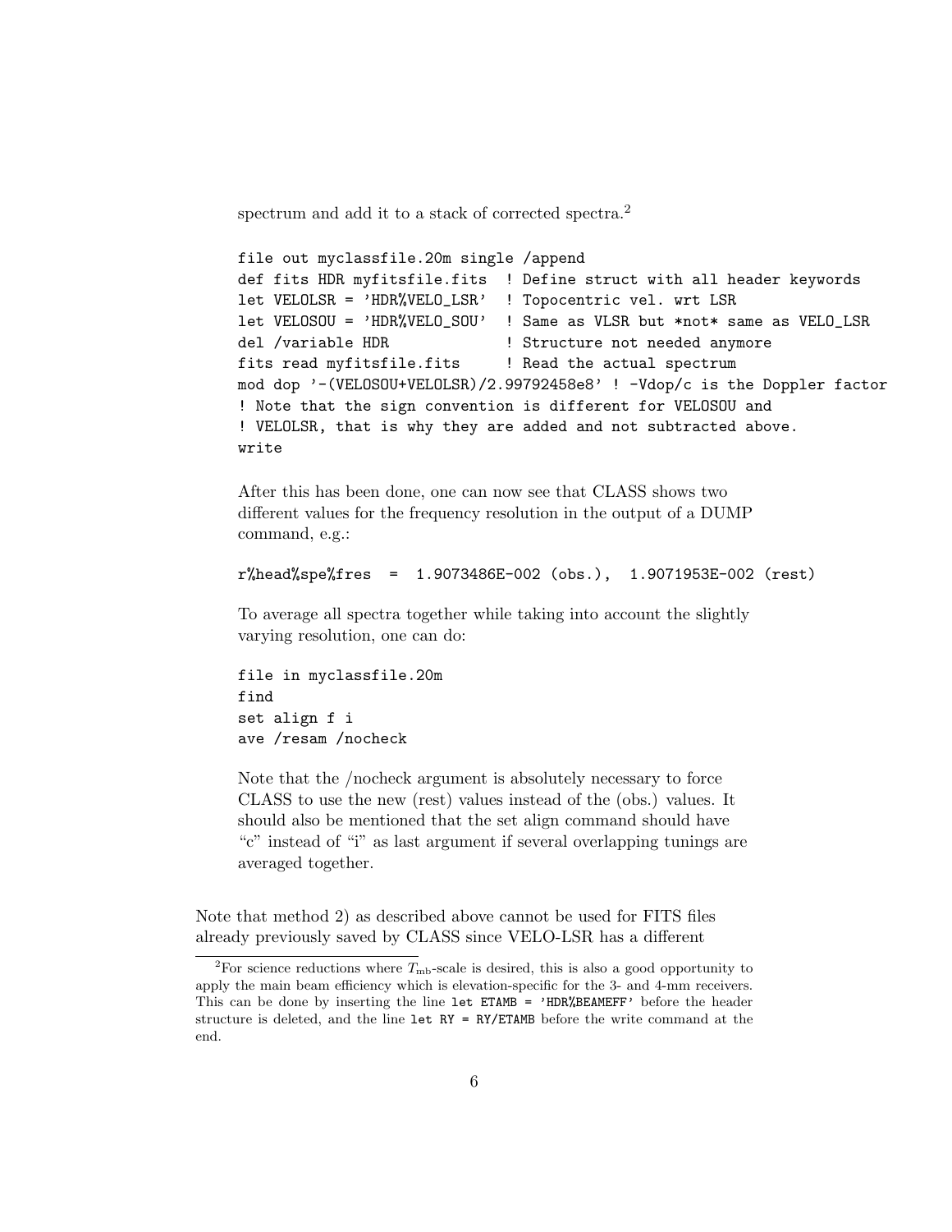spectrum and add it to a stack of corrected spectra.[2]

```
file out myclassfile.20m single /append
def fits HDR myfitsfile.fits  ! Define struct with all header keywords
let VELOLSR = 'HDR%VELO_LSR'  ! Topocentric vel. wrt LSR
let VELOSOU = 'HDR%VELO_SOU'  ! Same as VLSR but *not* same as VELO_LSR
del /variable HDR             ! Structure not needed anymore
fits read myfitsfile.fits     ! Read the actual spectrum
mod dop '-(VELOSOU+VELOLSR)/2.99792458e8' ! -Vdop/c is the Doppler factor
! Note that the sign convention is different for VELOSOU and
! VELOLSR, that is why they are added and not subtracted above.
write
```

After this has been done, one can now see that CLASS shows two different values for the frequency resolution in the output of a DUMP command, e.g.:

```
r%head%spe%fres  =  1.9073486E-002 (obs.),  1.9071953E-002 (rest)
```

To average all spectra together while taking into account the slightly varying resolution, one can do:

```
file in myclassfile.20m
find
set align f i
ave /resam /nocheck
```

Note that the /nocheck argument is absolutely necessary to force CLASS to use the new (rest) values instead of the (obs.) values. It should also be mentioned that the set align command should have "c" instead of "i" as last argument if several overlapping tunings are averaged together.

Note that method 2) as described above cannot be used for FITS files already previously saved by CLASS since VELO-LSR has a different

[2] For science reductions where $T_{\mathrm{mb}}$-scale is desired, this is also a good opportunity to apply the main beam efficiency which is elevation-specific for the 3- and 4-mm receivers. This can be done by inserting the line `let ETAMB = 'HDR%BEAMEFF'` before the header structure is deleted, and the line `let RY = RY/ETAMB` before the write command at the end.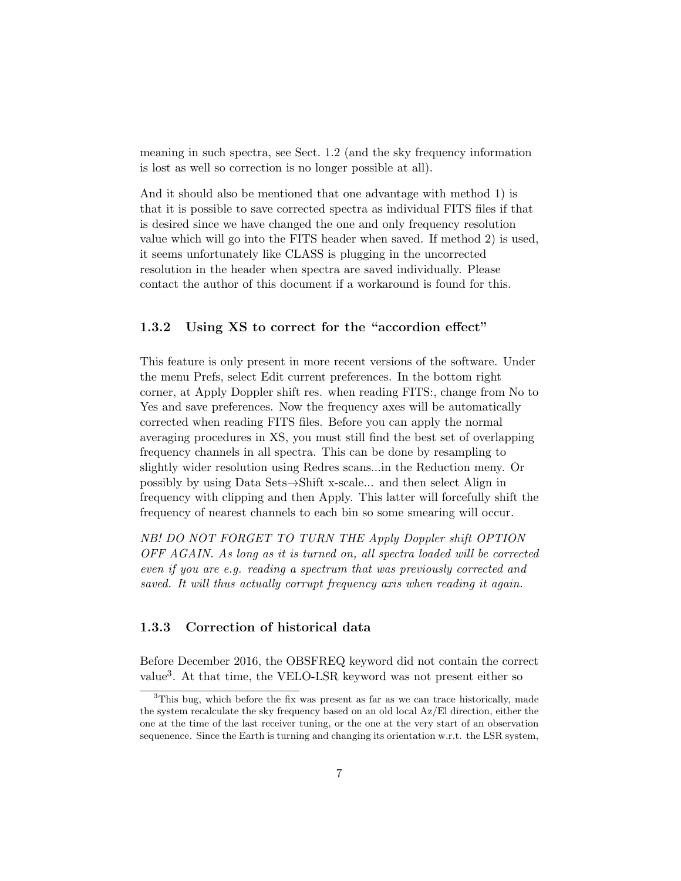meaning in such spectra, see Sect. 1.2 (and the sky frequency information is lost as well so correction is no longer possible at all).

And it should also be mentioned that one advantage with method 1) is that it is possible to save corrected spectra as individual FITS files if that is desired since we have changed the one and only frequency resolution value which will go into the FITS header when saved. If method 2) is used, it seems unfortunately like CLASS is plugging in the uncorrected resolution in the header when spectra are saved individually. Please contact the author of this document if a workaround is found for this.

### 1.3.2 Using XS to correct for the "accordion effect"

This feature is only present in more recent versions of the software. Under the menu Prefs, select Edit current preferences. In the bottom right corner, at Apply Doppler shift res. when reading FITS:, change from No to Yes and save preferences. Now the frequency axes will be automatically corrected when reading FITS files. Before you can apply the normal averaging procedures in XS, you must still find the best set of overlapping frequency channels in all spectra. This can be done by resampling to slightly wider resolution using Redres scans...in the Reduction meny. Or possibly by using Data Sets→Shift x-scale... and then select Align in frequency with clipping and then Apply. This latter will forcefully shift the frequency of nearest channels to each bin so some smearing will occur.

*NB! DO NOT FORGET TO TURN THE Apply Doppler shift OPTION OFF AGAIN. As long as it is turned on, all spectra loaded will be corrected even if you are e.g. reading a spectrum that was previously corrected and saved. It will thus actually corrupt frequency axis when reading it again.*

### 1.3.3 Correction of historical data

Before December 2016, the OBSFREQ keyword did not contain the correct value[3]. At that time, the VELO-LSR keyword was not present either so

[3]This bug, which before the fix was present as far as we can trace historically, made the system recalculate the sky frequency based on an old local Az/El direction, either the one at the time of the last receiver tuning, or the one at the very start of an observation sequenence. Since the Earth is turning and changing its orientation w.r.t. the LSR system,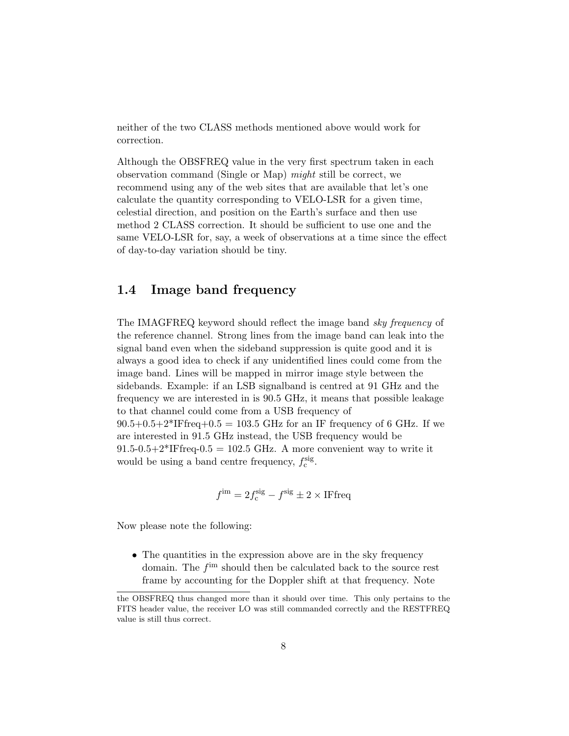neither of the two CLASS methods mentioned above would work for correction.

Although the OBSFREQ value in the very first spectrum taken in each observation command (Single or Map) *might* still be correct, we recommend using any of the web sites that are available that let's one calculate the quantity corresponding to VELO-LSR for a given time, celestial direction, and position on the Earth's surface and then use method 2 CLASS correction. It should be sufficient to use one and the same VELO-LSR for, say, a week of observations at a time since the effect of day-to-day variation should be tiny.

## 1.4 Image band frequency

The IMAGFREQ keyword should reflect the image band *sky frequency* of the reference channel. Strong lines from the image band can leak into the signal band even when the sideband suppression is quite good and it is always a good idea to check if any unidentified lines could come from the image band. Lines will be mapped in mirror image style between the sidebands. Example: if an LSB signalband is centred at 91 GHz and the frequency we are interested in is 90.5 GHz, it means that possible leakage to that channel could come from a USB frequency of 90.5+0.5+2*IFfreq+0.5 = 103.5 GHz for an IF frequency of 6 GHz. If we are interested in 91.5 GHz instead, the USB frequency would be 91.5-0.5+2*IFfreq-0.5 = 102.5 GHz. A more convenient way to write it would be using a band centre frequency, $f_{\rm c}^{\rm sig}$.

$$f^{\rm im} = 2f_{\rm c}^{\rm sig} - f^{\rm sig} \pm 2 \times {\rm IFfreq}$$

Now please note the following:

- The quantities in the expression above are in the sky frequency domain. The $f^{\rm im}$ should then be calculated back to the source rest frame by accounting for the Doppler shift at that frequency. Note

---

the OBSFREQ thus changed more than it should over time. This only pertains to the FITS header value, the receiver LO was still commanded correctly and the RESTFREQ value is still thus correct.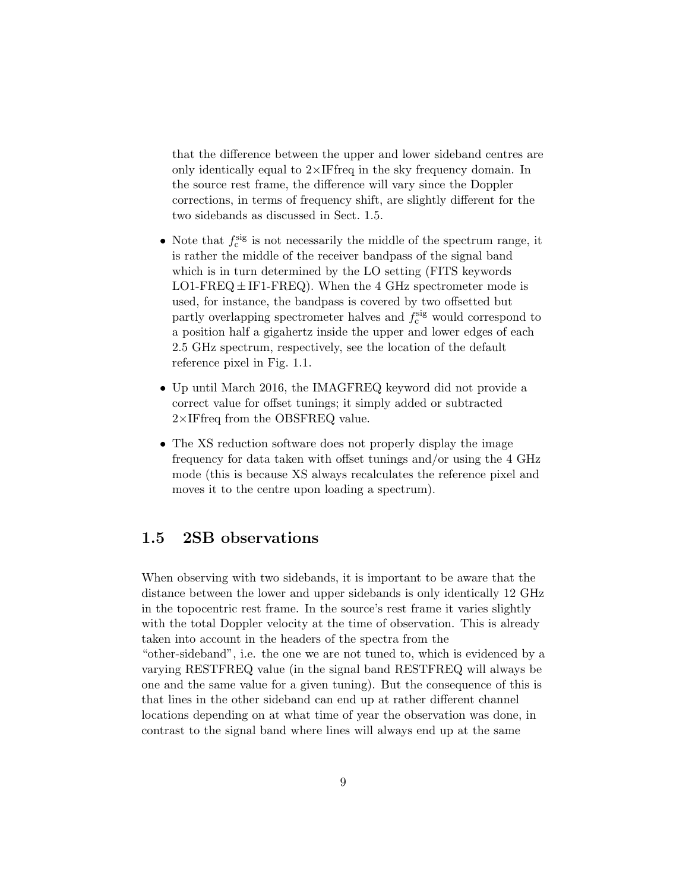that the difference between the upper and lower sideband centres are only identically equal to 2×IFfreq in the sky frequency domain. In the source rest frame, the difference will vary since the Doppler corrections, in terms of frequency shift, are slightly different for the two sidebands as discussed in Sect. 1.5.

- Note that $f_c^{sig}$ is not necessarily the middle of the spectrum range, it is rather the middle of the receiver bandpass of the signal band which is in turn determined by the LO setting (FITS keywords LO1-FREQ $\pm$ IF1-FREQ). When the 4 GHz spectrometer mode is used, for instance, the bandpass is covered by two offsetted but partly overlapping spectrometer halves and $f_c^{sig}$ would correspond to a position half a gigahertz inside the upper and lower edges of each 2.5 GHz spectrum, respectively, see the location of the default reference pixel in Fig. 1.1.
- Up until March 2016, the IMAGFREQ keyword did not provide a correct value for offset tunings; it simply added or subtracted 2×IFfreq from the OBSFREQ value.
- The XS reduction software does not properly display the image frequency for data taken with offset tunings and/or using the 4 GHz mode (this is because XS always recalculates the reference pixel and moves it to the centre upon loading a spectrum).

## 1.5 2SB observations

When observing with two sidebands, it is important to be aware that the distance between the lower and upper sidebands is only identically 12 GHz in the topocentric rest frame. In the source's rest frame it varies slightly with the total Doppler velocity at the time of observation. This is already taken into account in the headers of the spectra from the "other-sideband", i.e. the one we are not tuned to, which is evidenced by a varying RESTFREQ value (in the signal band RESTFREQ will always be one and the same value for a given tuning). But the consequence of this is that lines in the other sideband can end up at rather different channel locations depending on at what time of year the observation was done, in contrast to the signal band where lines will always end up at the same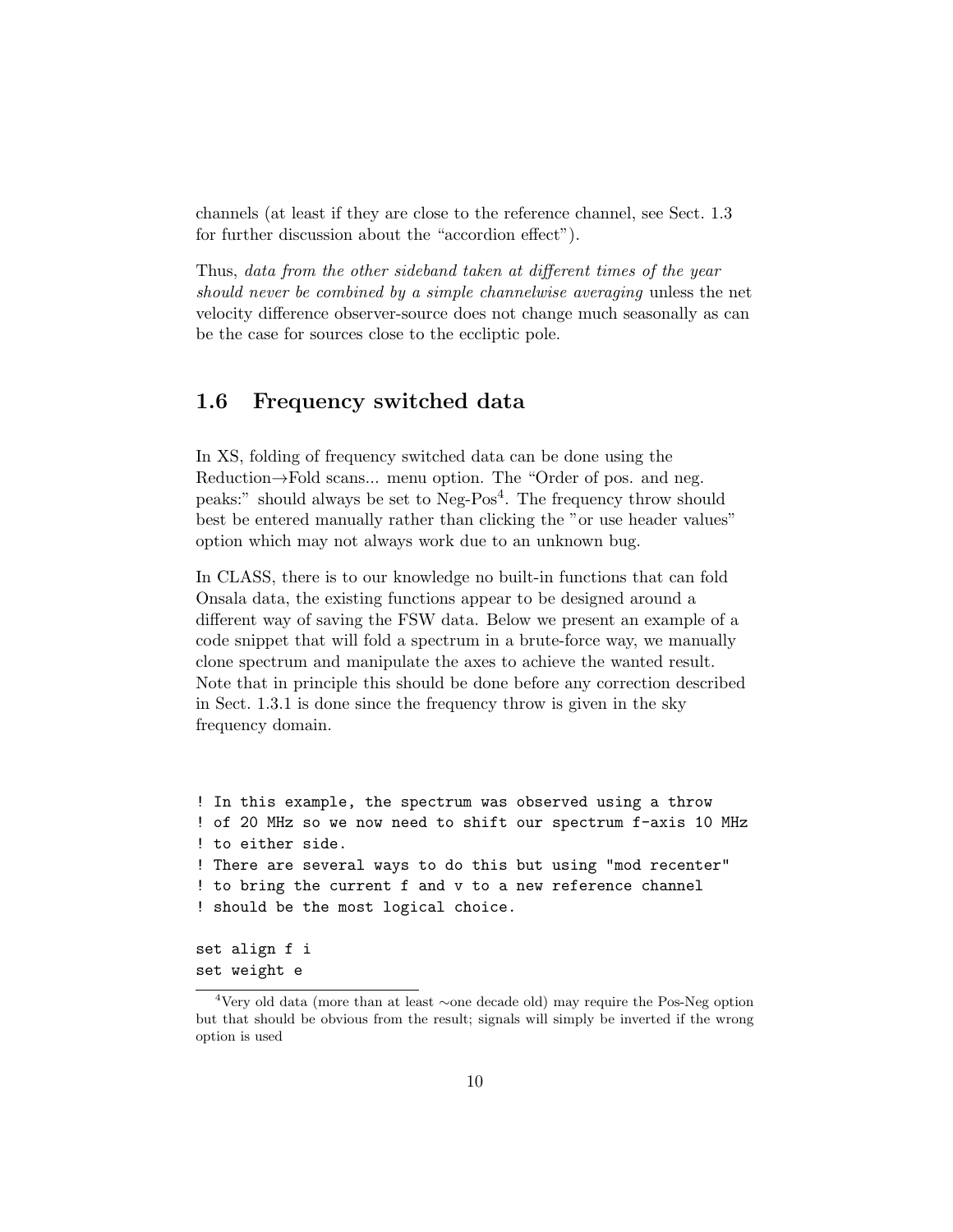channels (at least if they are close to the reference channel, see Sect. 1.3 for further discussion about the "accordion effect").

Thus, *data from the other sideband taken at different times of the year should never be combined by a simple channelwise averaging* unless the net velocity difference observer-source does not change much seasonally as can be the case for sources close to the eccliptic pole.

## 1.6 Frequency switched data

In XS, folding of frequency switched data can be done using the Reduction→Fold scans... menu option. The "Order of pos. and neg. peaks:" should always be set to Neg-Pos[4]. The frequency throw should best be entered manually rather than clicking the "or use header values" option which may not always work due to an unknown bug.

In CLASS, there is to our knowledge no built-in functions that can fold Onsala data, the existing functions appear to be designed around a different way of saving the FSW data. Below we present an example of a code snippet that will fold a spectrum in a brute-force way, we manually clone spectrum and manipulate the axes to achieve the wanted result. Note that in principle this should be done before any correction described in Sect. 1.3.1 is done since the frequency throw is given in the sky frequency domain.

```
! In this example, the spectrum was observed using a throw
! of 20 MHz so we now need to shift our spectrum f-axis 10 MHz
! to either side.
! There are several ways to do this but using "mod recenter"
! to bring the current f and v to a new reference channel
! should be the most logical choice.

set align f i
set weight e
```

[4] Very old data (more than at least ∼one decade old) may require the Pos-Neg option but that should be obvious from the result; signals will simply be inverted if the wrong option is used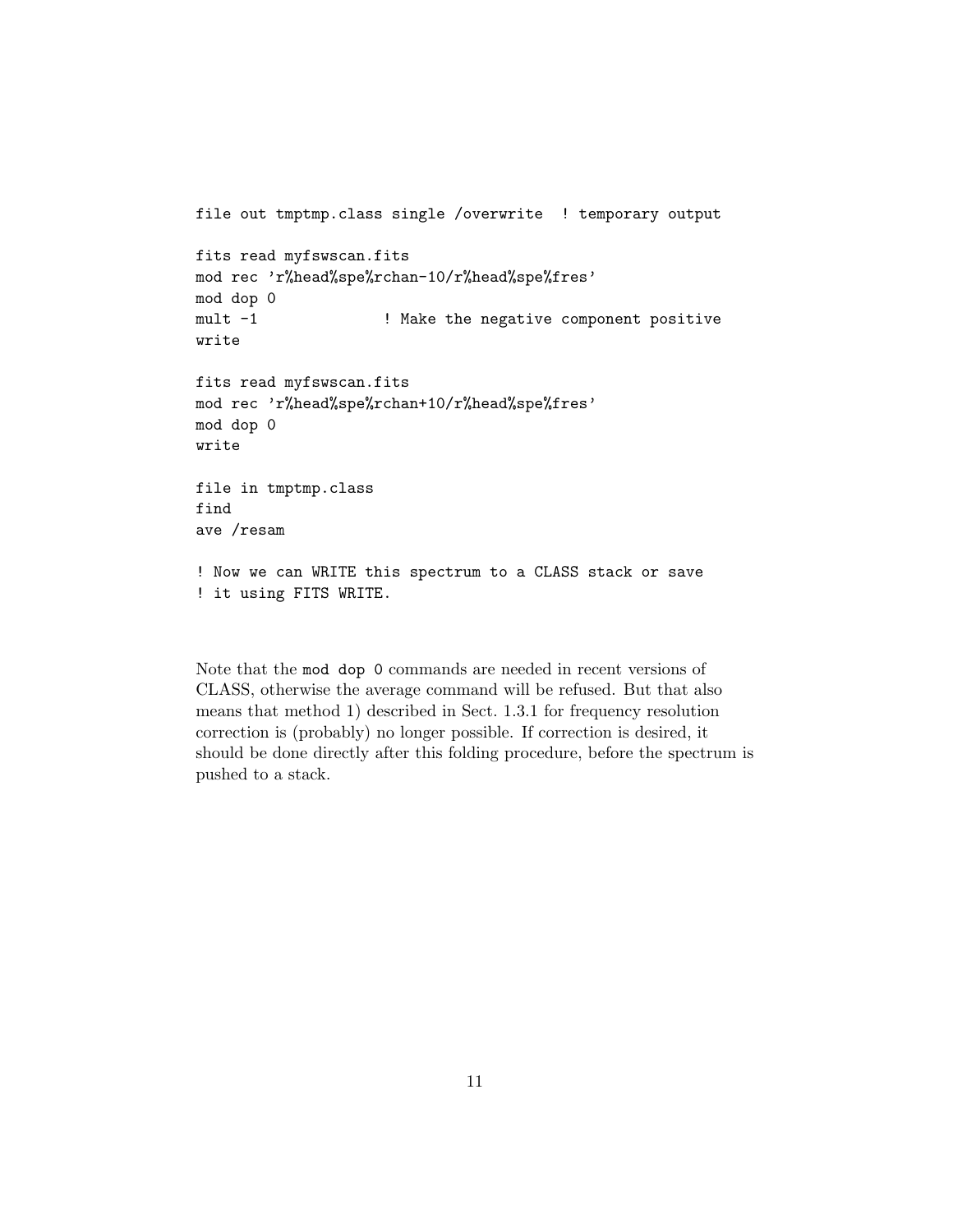```
file out tmptmp.class single /overwrite  ! temporary output

fits read myfswscan.fits
mod rec 'r%head%spe%rchan-10/r%head%spe%fres'
mod dop 0
mult -1              ! Make the negative component positive
write

fits read myfswscan.fits
mod rec 'r%head%spe%rchan+10/r%head%spe%fres'
mod dop 0
write

file in tmptmp.class
find
ave /resam

! Now we can WRITE this spectrum to a CLASS stack or save
! it using FITS WRITE.
```

Note that the `mod dop 0` commands are needed in recent versions of CLASS, otherwise the average command will be refused. But that also means that method 1) described in Sect. 1.3.1 for frequency resolution correction is (probably) no longer possible. If correction is desired, it should be done directly after this folding procedure, before the spectrum is pushed to a stack.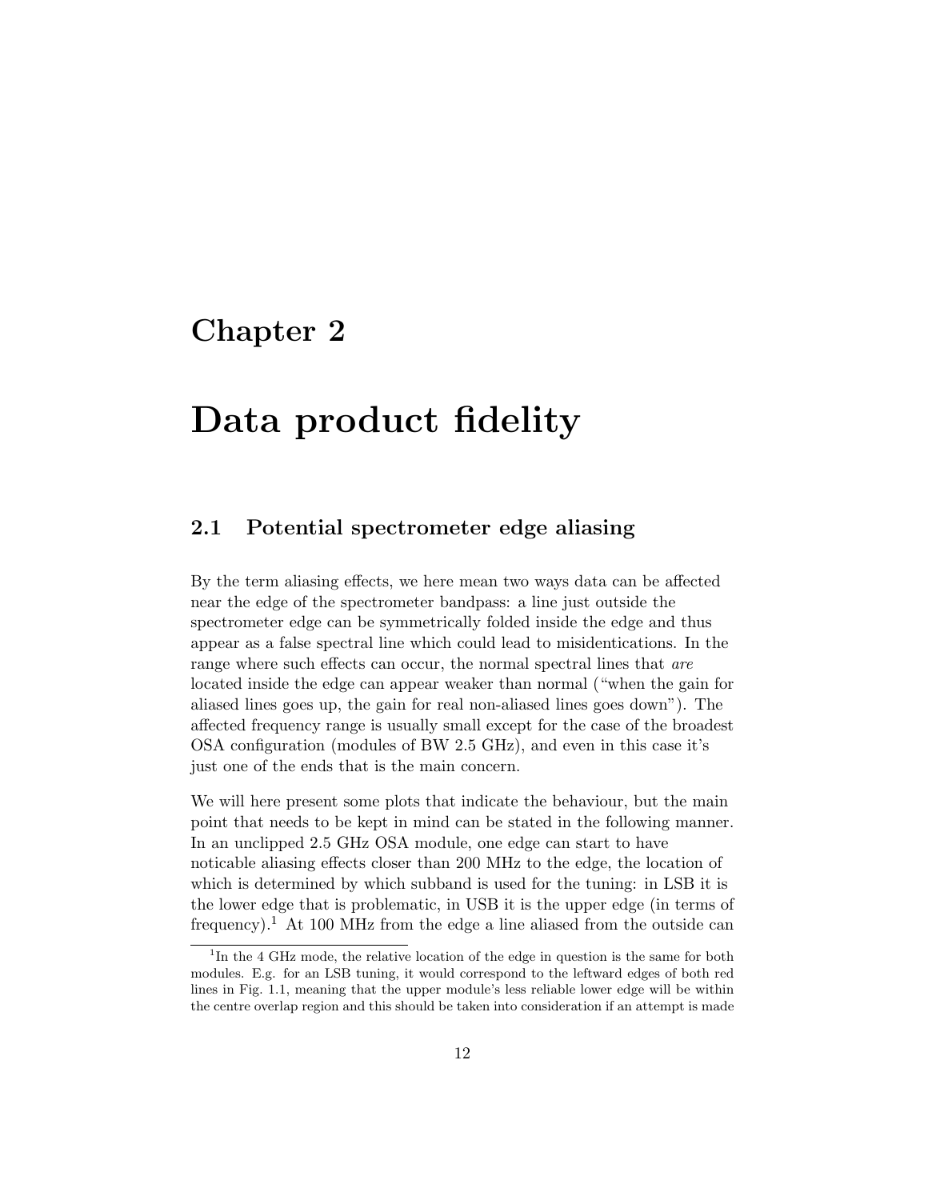# Chapter 2

# Data product fidelity

## 2.1 Potential spectrometer edge aliasing

By the term aliasing effects, we here mean two ways data can be affected near the edge of the spectrometer bandpass: a line just outside the spectrometer edge can be symmetrically folded inside the edge and thus appear as a false spectral line which could lead to misidentications. In the range where such effects can occur, the normal spectral lines that *are* located inside the edge can appear weaker than normal ("when the gain for aliased lines goes up, the gain for real non-aliased lines goes down"). The affected frequency range is usually small except for the case of the broadest OSA configuration (modules of BW 2.5 GHz), and even in this case it's just one of the ends that is the main concern.

We will here present some plots that indicate the behaviour, but the main point that needs to be kept in mind can be stated in the following manner. In an unclipped 2.5 GHz OSA module, one edge can start to have noticable aliasing effects closer than 200 MHz to the edge, the location of which is determined by which subband is used for the tuning: in LSB it is the lower edge that is problematic, in USB it is the upper edge (in terms of frequency).[1] At 100 MHz from the edge a line aliased from the outside can

[1] In the 4 GHz mode, the relative location of the edge in question is the same for both modules. E.g. for an LSB tuning, it would correspond to the leftward edges of both red lines in Fig. 1.1, meaning that the upper module's less reliable lower edge will be within the centre overlap region and this should be taken into consideration if an attempt is made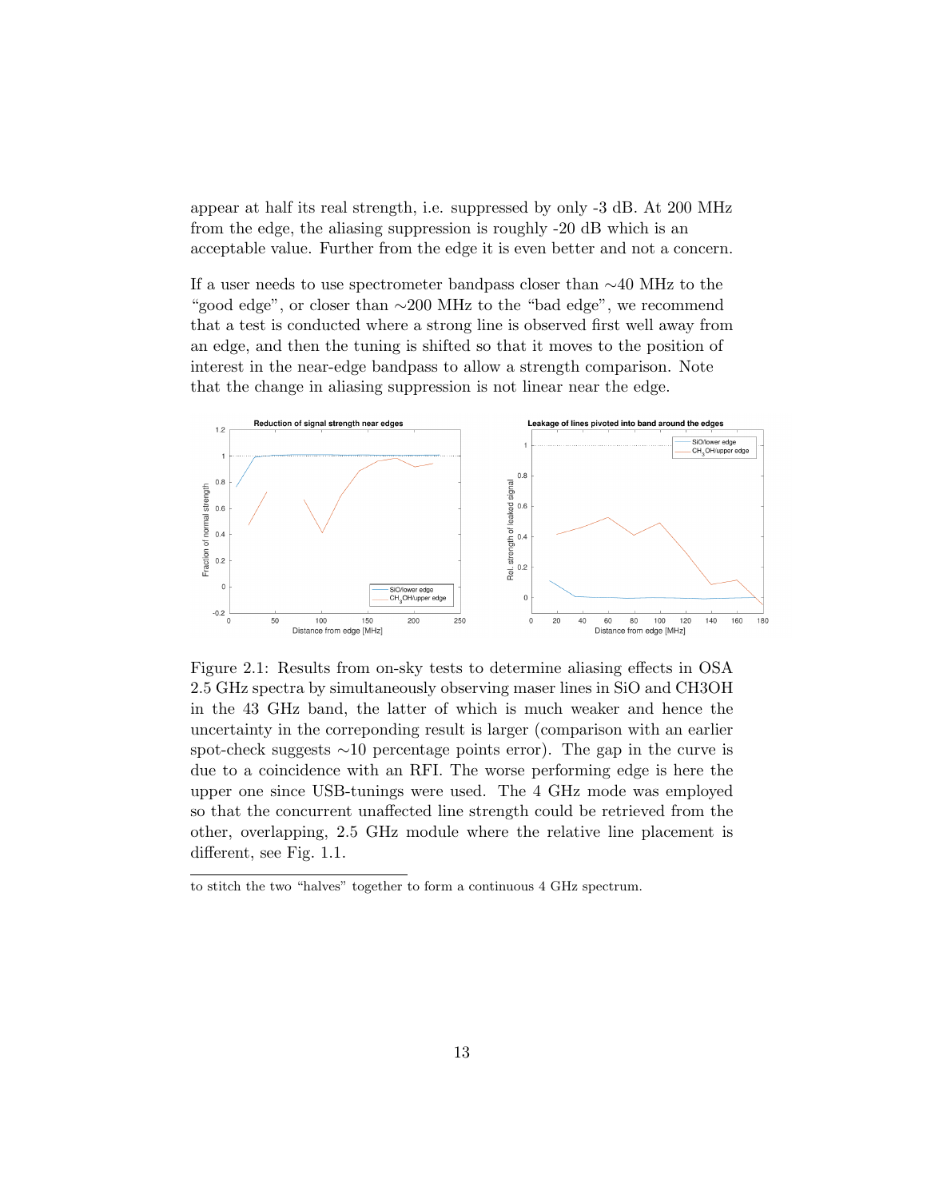appear at half its real strength, i.e. suppressed by only -3 dB. At 200 MHz from the edge, the aliasing suppression is roughly -20 dB which is an acceptable value. Further from the edge it is even better and not a concern.

If a user needs to use spectrometer bandpass closer than ∼40 MHz to the “good edge”, or closer than ∼200 MHz to the “bad edge”, we recommend that a test is conducted where a strong line is observed first well away from an edge, and then the tuning is shifted so that it moves to the position of interest in the near-edge bandpass to allow a strength comparison. Note that the change in aliasing suppression is not linear near the edge.

Figure 2.1: Results from on-sky tests to determine aliasing effects in OSA 2.5 GHz spectra by simultaneously observing maser lines in SiO and CH3OH in the 43 GHz band, the latter of which is much weaker and hence the uncertainty in the correponding result is larger (comparison with an earlier spot-check suggests ∼10 percentage points error). The gap in the curve is due to a coincidence with an RFI. The worse performing edge is here the upper one since USB-tunings were used. The 4 GHz mode was employed so that the concurrent unaffected line strength could be retrieved from the other, overlapping, 2.5 GHz module where the relative line placement is different, see Fig. 1.1.

---

to stitch the two “halves” together to form a continuous 4 GHz spectrum.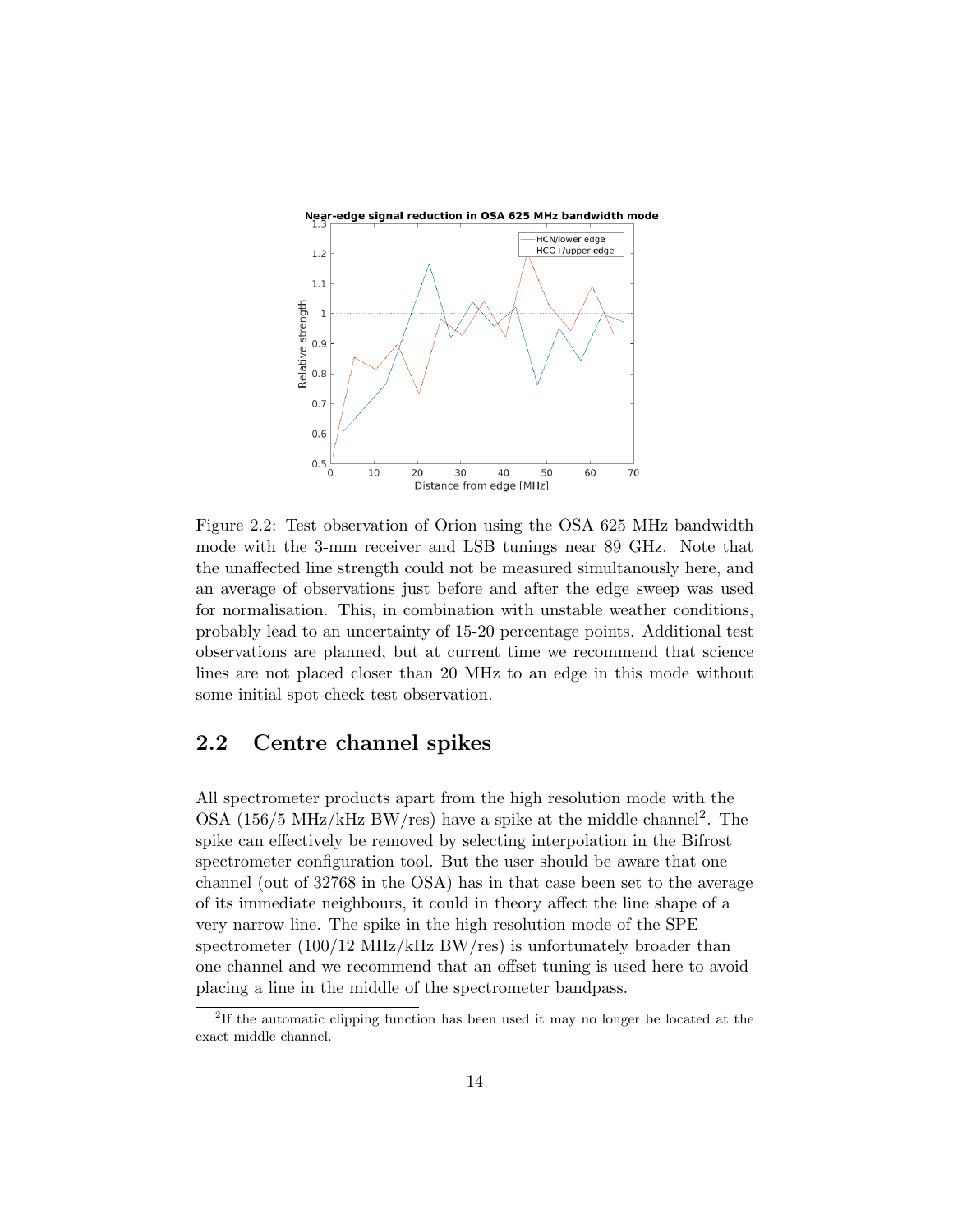Figure 2.2: Test observation of Orion using the OSA 625 MHz bandwidth mode with the 3-mm receiver and LSB tunings near 89 GHz. Note that the unaffected line strength could not be measured simultanously here, and an average of observations just before and after the edge sweep was used for normalisation. This, in combination with unstable weather conditions, probably lead to an uncertainty of 15-20 percentage points. Additional test observations are planned, but at current time we recommend that science lines are not placed closer than 20 MHz to an edge in this mode without some initial spot-check test observation.

## 2.2 Centre channel spikes

All spectrometer products apart from the high resolution mode with the OSA (156/5 MHz/kHz BW/res) have a spike at the middle channel[2]. The spike can effectively be removed by selecting interpolation in the Bifrost spectrometer configuration tool. But the user should be aware that one channel (out of 32768 in the OSA) has in that case been set to the average of its immediate neighbours, it could in theory affect the line shape of a very narrow line. The spike in the high resolution mode of the SPE spectrometer (100/12 MHz/kHz BW/res) is unfortunately broader than one channel and we recommend that an offset tuning is used here to avoid placing a line in the middle of the spectrometer bandpass.

[2] If the automatic clipping function has been used it may no longer be located at the exact middle channel.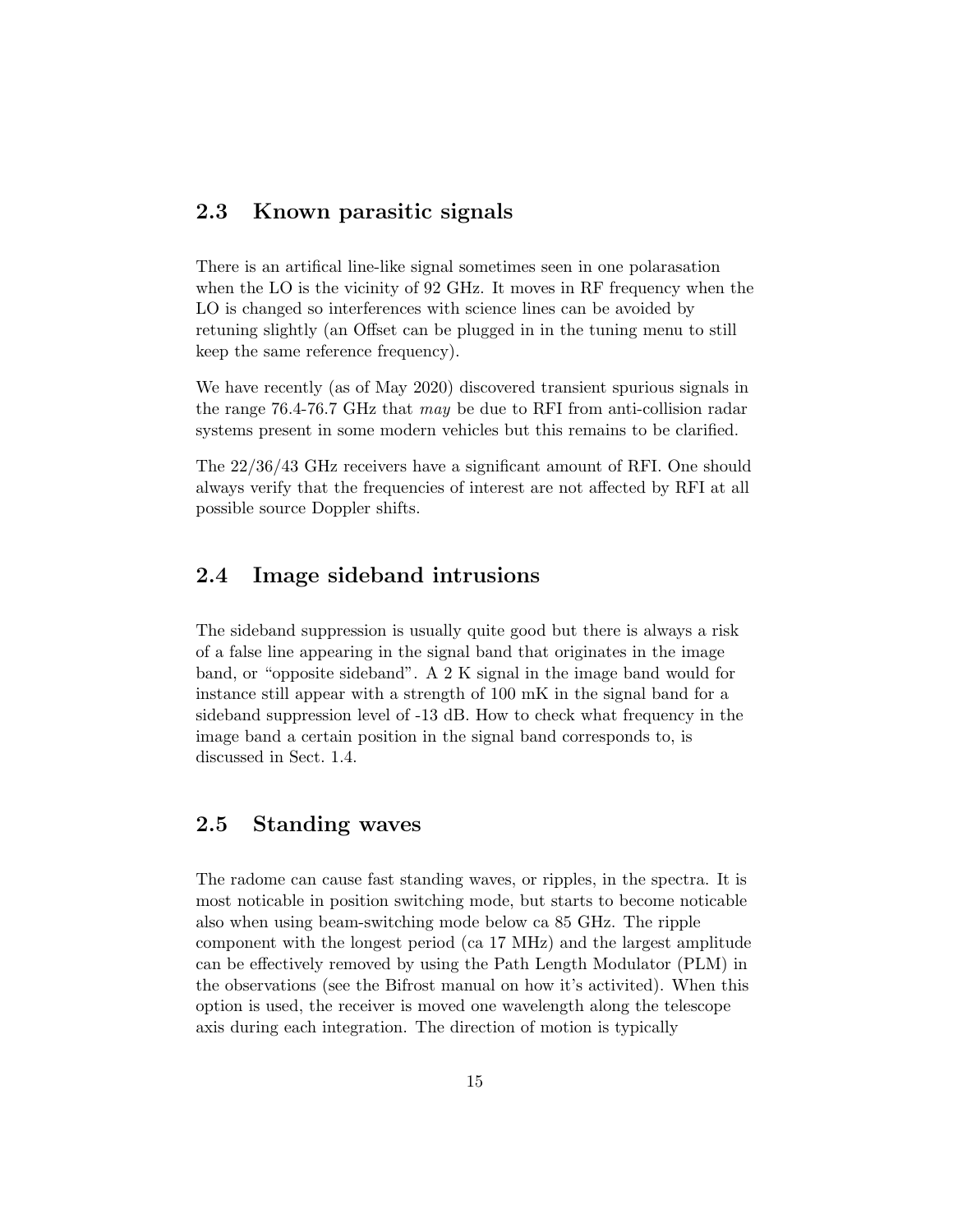## 2.3 Known parasitic signals

There is an artifical line-like signal sometimes seen in one polarasation when the LO is the vicinity of 92 GHz. It moves in RF frequency when the LO is changed so interferences with science lines can be avoided by retuning slightly (an Offset can be plugged in in the tuning menu to still keep the same reference frequency).

We have recently (as of May 2020) discovered transient spurious signals in the range 76.4-76.7 GHz that *may* be due to RFI from anti-collision radar systems present in some modern vehicles but this remains to be clarified.

The 22/36/43 GHz receivers have a significant amount of RFI. One should always verify that the frequencies of interest are not affected by RFI at all possible source Doppler shifts.

## 2.4 Image sideband intrusions

The sideband suppression is usually quite good but there is always a risk of a false line appearing in the signal band that originates in the image band, or "opposite sideband". A 2 K signal in the image band would for instance still appear with a strength of 100 mK in the signal band for a sideband suppression level of -13 dB. How to check what frequency in the image band a certain position in the signal band corresponds to, is discussed in Sect. 1.4.

## 2.5 Standing waves

The radome can cause fast standing waves, or ripples, in the spectra. It is most noticable in position switching mode, but starts to become noticable also when using beam-switching mode below ca 85 GHz. The ripple component with the longest period (ca 17 MHz) and the largest amplitude can be effectively removed by using the Path Length Modulator (PLM) in the observations (see the Bifrost manual on how it's activited). When this option is used, the receiver is moved one wavelength along the telescope axis during each integration. The direction of motion is typically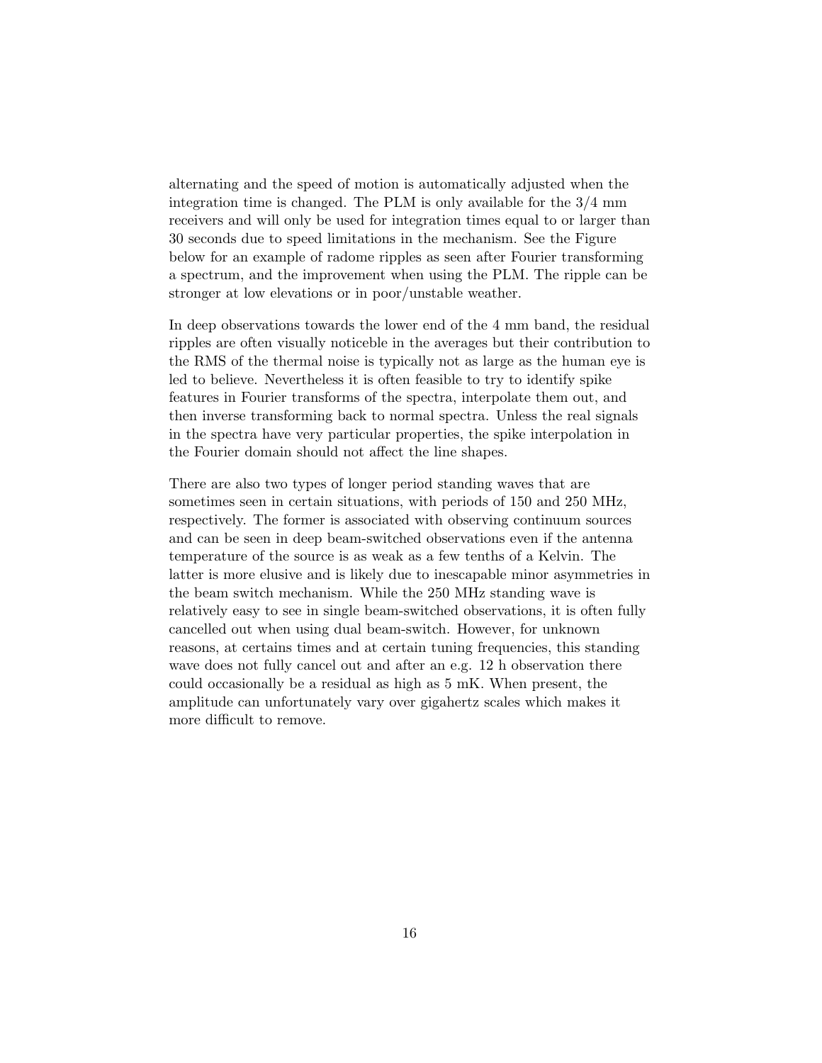alternating and the speed of motion is automatically adjusted when the integration time is changed. The PLM is only available for the 3/4 mm receivers and will only be used for integration times equal to or larger than 30 seconds due to speed limitations in the mechanism. See the Figure below for an example of radome ripples as seen after Fourier transforming a spectrum, and the improvement when using the PLM. The ripple can be stronger at low elevations or in poor/unstable weather.

In deep observations towards the lower end of the 4 mm band, the residual ripples are often visually noticeble in the averages but their contribution to the RMS of the thermal noise is typically not as large as the human eye is led to believe. Nevertheless it is often feasible to try to identify spike features in Fourier transforms of the spectra, interpolate them out, and then inverse transforming back to normal spectra. Unless the real signals in the spectra have very particular properties, the spike interpolation in the Fourier domain should not affect the line shapes.

There are also two types of longer period standing waves that are sometimes seen in certain situations, with periods of 150 and 250 MHz, respectively. The former is associated with observing continuum sources and can be seen in deep beam-switched observations even if the antenna temperature of the source is as weak as a few tenths of a Kelvin. The latter is more elusive and is likely due to inescapable minor asymmetries in the beam switch mechanism. While the 250 MHz standing wave is relatively easy to see in single beam-switched observations, it is often fully cancelled out when using dual beam-switch. However, for unknown reasons, at certains times and at certain tuning frequencies, this standing wave does not fully cancel out and after an e.g. 12 h observation there could occasionally be a residual as high as 5 mK. When present, the amplitude can unfortunately vary over gigahertz scales which makes it more difficult to remove.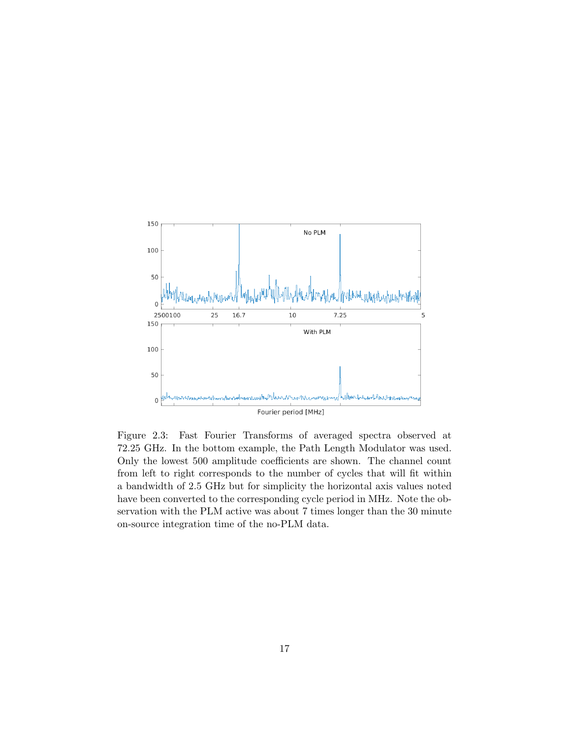Figure 2.3: Fast Fourier Transforms of averaged spectra observed at 72.25 GHz. In the bottom example, the Path Length Modulator was used. Only the lowest 500 amplitude coefficients are shown. The channel count from left to right corresponds to the number of cycles that will fit within a bandwidth of 2.5 GHz but for simplicity the horizontal axis values noted have been converted to the corresponding cycle period in MHz. Note the observation with the PLM active was about 7 times longer than the 30 minute on-source integration time of the no-PLM data.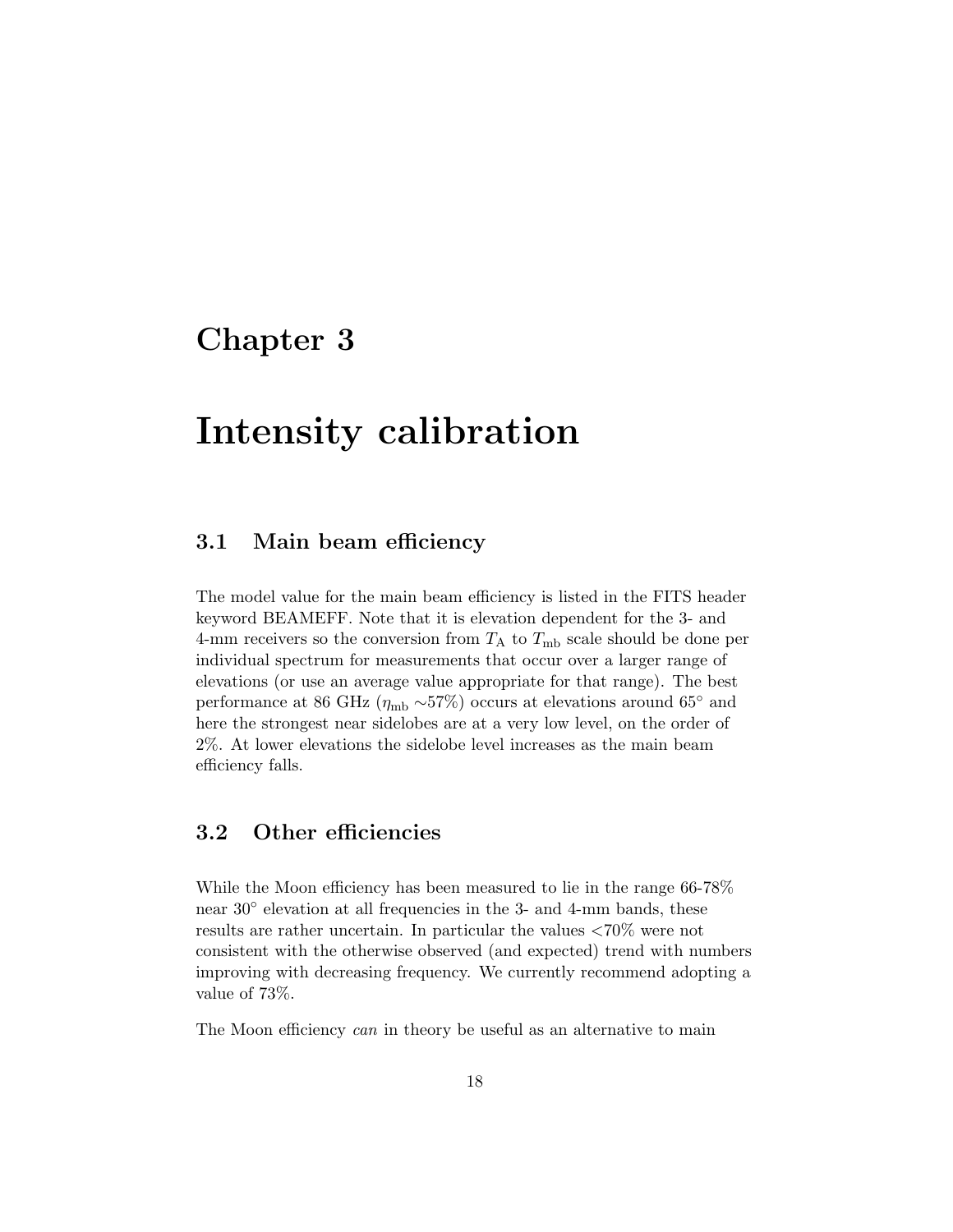# Chapter 3

# Intensity calibration

## 3.1 Main beam efficiency

The model value for the main beam efficiency is listed in the FITS header keyword BEAMEFF. Note that it is elevation dependent for the 3- and 4-mm receivers so the conversion from $T_{\mathrm{A}}$ to $T_{\mathrm{mb}}$ scale should be done per individual spectrum for measurements that occur over a larger range of elevations (or use an average value appropriate for that range). The best performance at 86 GHz ($\eta_{\mathrm{mb}}$ ~57%) occurs at elevations around 65° and here the strongest near sidelobes are at a very low level, on the order of 2%. At lower elevations the sidelobe level increases as the main beam efficiency falls.

## 3.2 Other efficiencies

While the Moon efficiency has been measured to lie in the range 66-78% near 30° elevation at all frequencies in the 3- and 4-mm bands, these results are rather uncertain. In particular the values <70% were not consistent with the otherwise observed (and expected) trend with numbers improving with decreasing frequency. We currently recommend adopting a value of 73%.

The Moon efficiency *can* in theory be useful as an alternative to main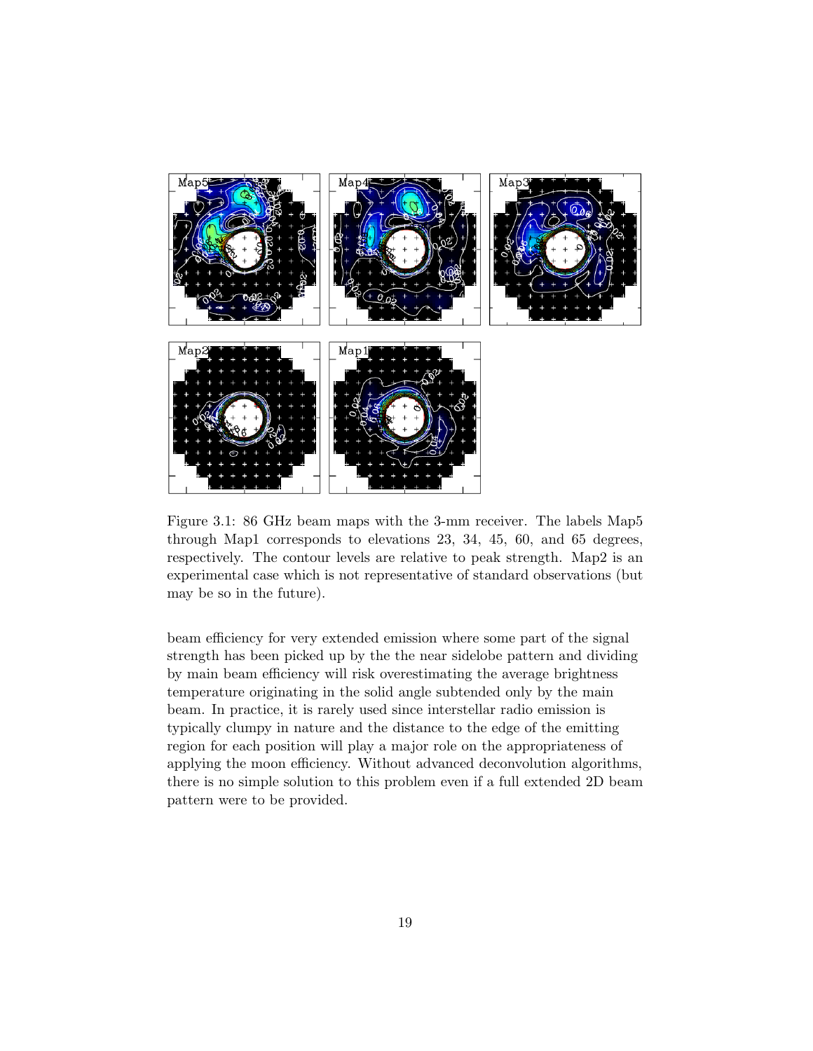Figure 3.1: 86 GHz beam maps with the 3-mm receiver. The labels Map5 through Map1 corresponds to elevations 23, 34, 45, 60, and 65 degrees, respectively. The contour levels are relative to peak strength. Map2 is an experimental case which is not representative of standard observations (but may be so in the future).

beam efficiency for very extended emission where some part of the signal strength has been picked up by the the near sidelobe pattern and dividing by main beam efficiency will risk overestimating the average brightness temperature originating in the solid angle subtended only by the main beam. In practice, it is rarely used since interstellar radio emission is typically clumpy in nature and the distance to the edge of the emitting region for each position will play a major role on the appropriateness of applying the moon efficiency. Without advanced deconvolution algorithms, there is no simple solution to this problem even if a full extended 2D beam pattern were to be provided.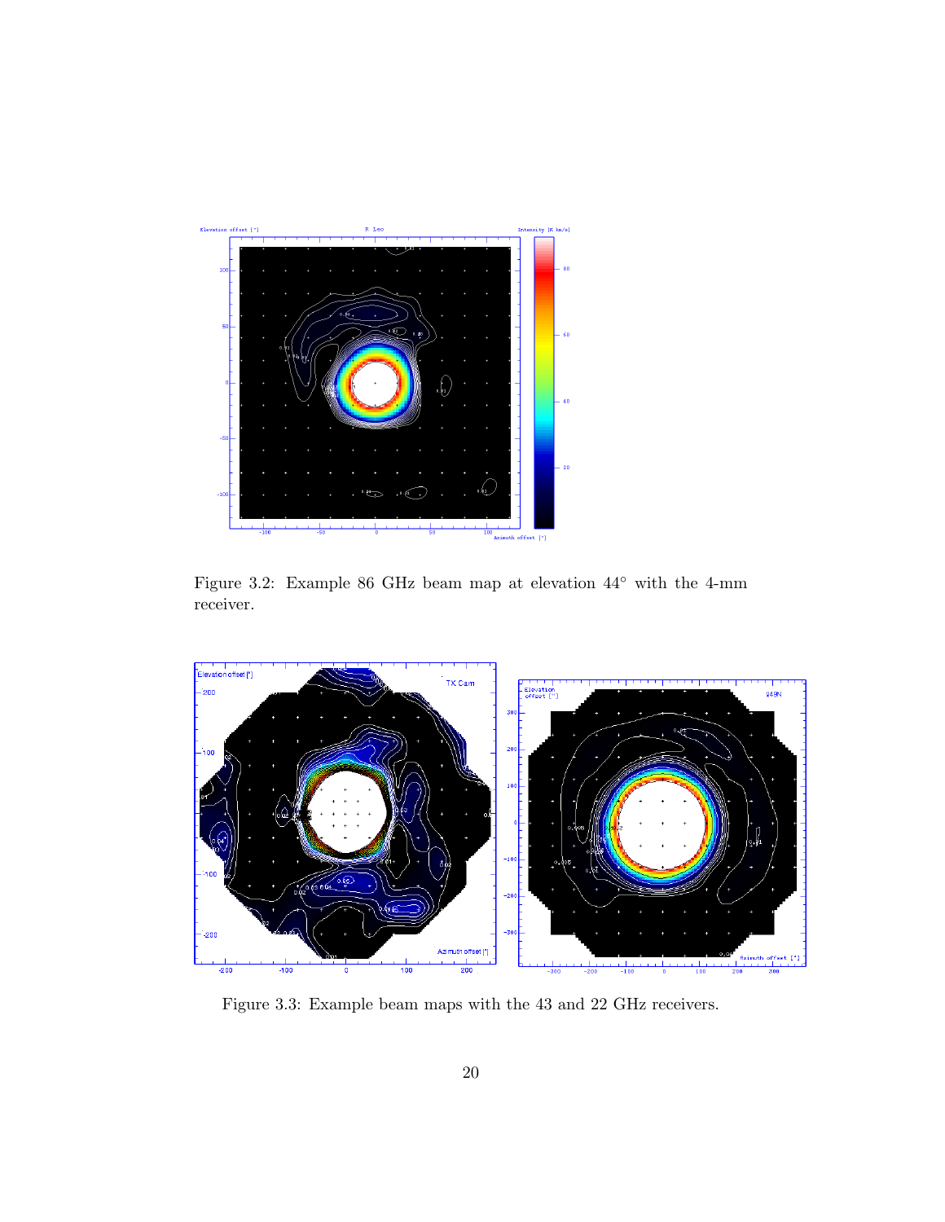Figure 3.2: Example 86 GHz beam map at elevation 44° with the 4-mm receiver.

Figure 3.3: Example beam maps with the 43 and 22 GHz receivers.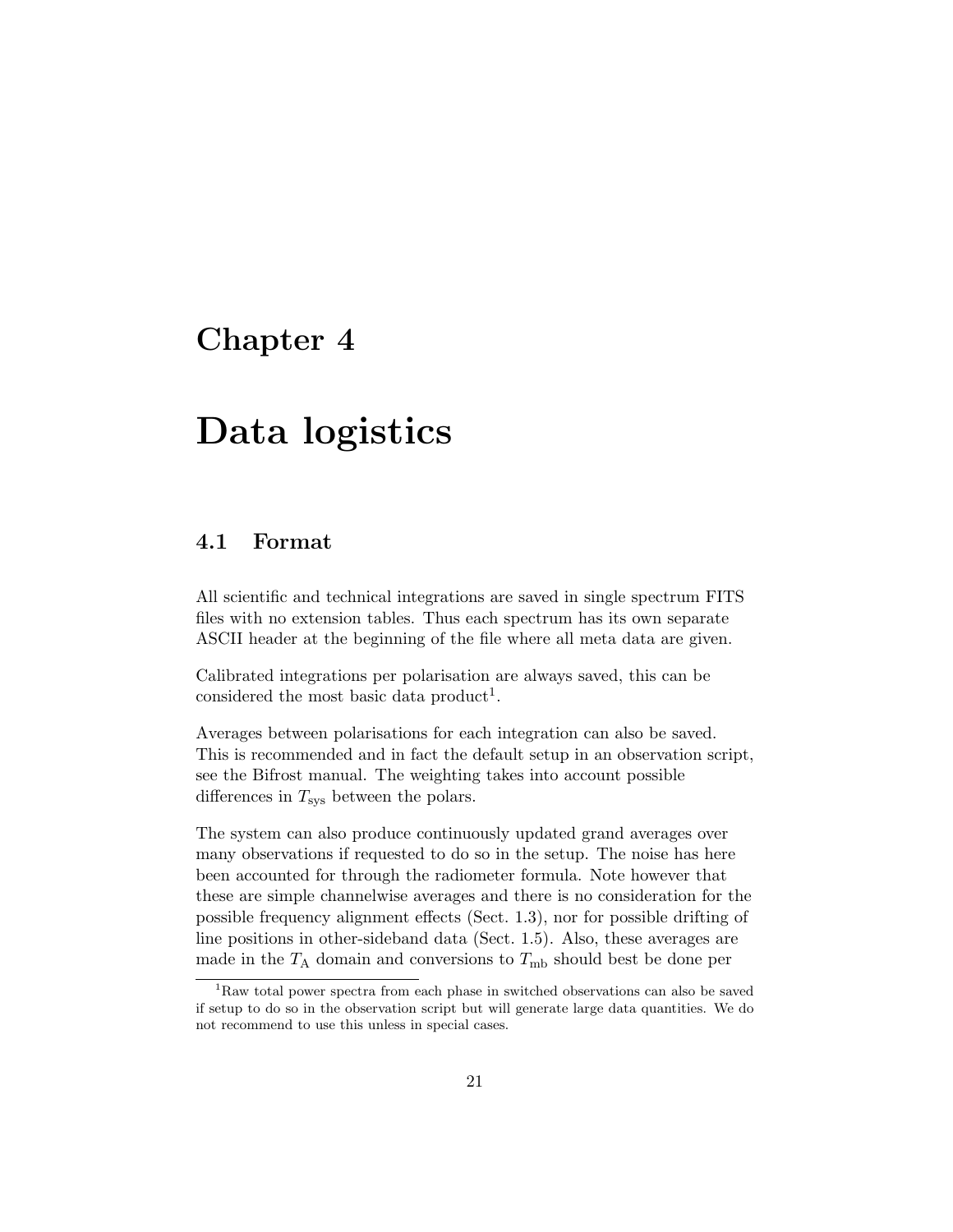# Chapter 4

# Data logistics

## 4.1 Format

All scientific and technical integrations are saved in single spectrum FITS files with no extension tables. Thus each spectrum has its own separate ASCII header at the beginning of the file where all meta data are given.

Calibrated integrations per polarisation are always saved, this can be considered the most basic data product[1].

Averages between polarisations for each integration can also be saved. This is recommended and in fact the default setup in an observation script, see the Bifrost manual. The weighting takes into account possible differences in $T_{\mathrm{sys}}$ between the polars.

The system can also produce continuously updated grand averages over many observations if requested to do so in the setup. The noise has here been accounted for through the radiometer formula. Note however that these are simple channelwise averages and there is no consideration for the possible frequency alignment effects (Sect. 1.3), nor for possible drifting of line positions in other-sideband data (Sect. 1.5). Also, these averages are made in the $T_{\mathrm{A}}$ domain and conversions to $T_{\mathrm{mb}}$ should best be done per

[1] Raw total power spectra from each phase in switched observations can also be saved if setup to do so in the observation script but will generate large data quantities. We do not recommend to use this unless in special cases.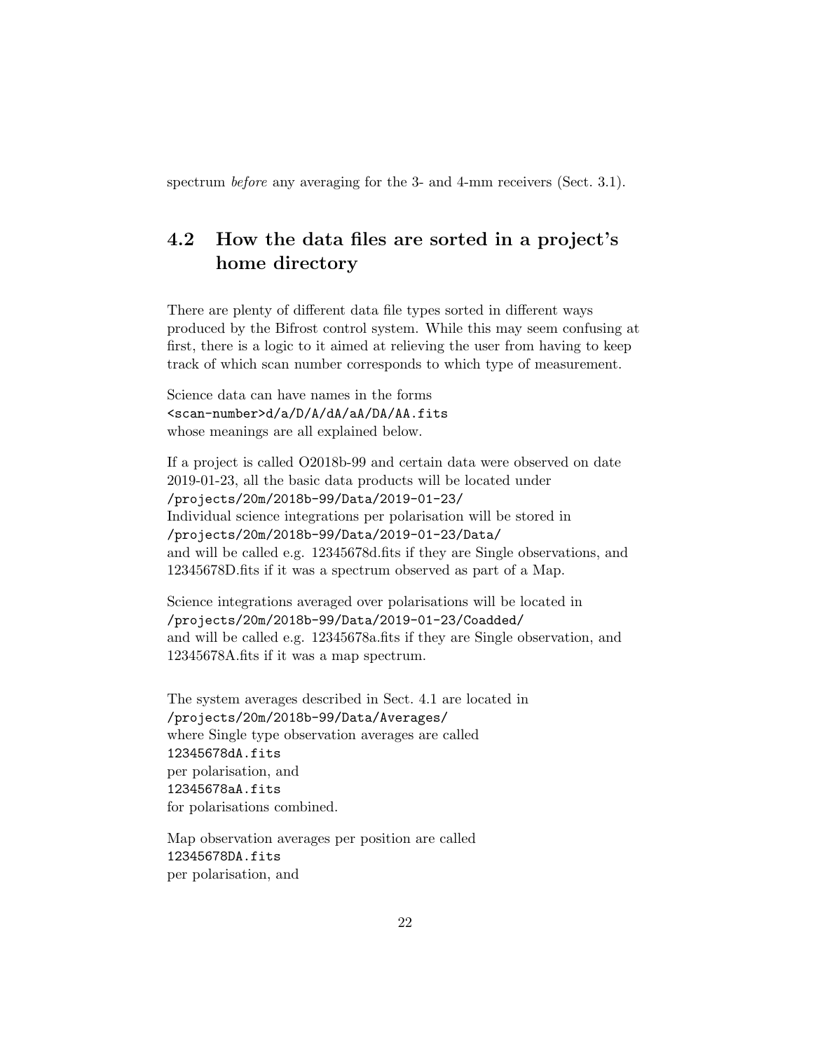spectrum *before* any averaging for the 3- and 4-mm receivers (Sect. 3.1).

## 4.2 How the data files are sorted in a project's home directory

There are plenty of different data file types sorted in different ways produced by the Bifrost control system. While this may seem confusing at first, there is a logic to it aimed at relieving the user from having to keep track of which scan number corresponds to which type of measurement.

Science data can have names in the forms
`<scan-number>d/a/D/A/dA/aA/DA/AA.fits`
whose meanings are all explained below.

If a project is called O2018b-99 and certain data were observed on date 2019-01-23, all the basic data products will be located under
`/projects/20m/2018b-99/Data/2019-01-23/`
Individual science integrations per polarisation will be stored in
`/projects/20m/2018b-99/Data/2019-01-23/Data/`
and will be called e.g. 12345678d.fits if they are Single observations, and 12345678D.fits if it was a spectrum observed as part of a Map.

Science integrations averaged over polarisations will be located in
`/projects/20m/2018b-99/Data/2019-01-23/Coadded/`
and will be called e.g. 12345678a.fits if they are Single observation, and 12345678A.fits if it was a map spectrum.

The system averages described in Sect. 4.1 are located in
`/projects/20m/2018b-99/Data/Averages/`
where Single type observation averages are called
`12345678dA.fits`
per polarisation, and
`12345678aA.fits`
for polarisations combined.

Map observation averages per position are called
`12345678DA.fits`
per polarisation, and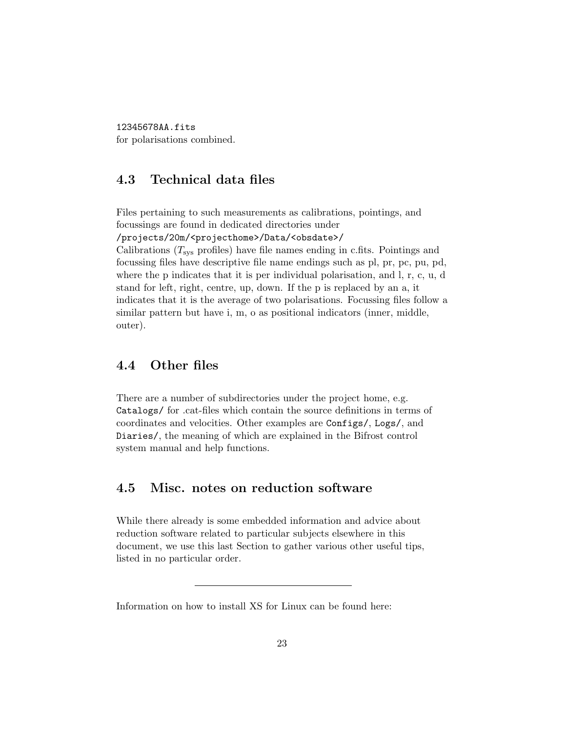`12345678AA.fits`
for polarisations combined.

## 4.3 Technical data files

Files pertaining to such measurements as calibrations, pointings, and focussings are found in dedicated directories under
`/projects/20m/<projecthome>/Data/<obsdate>/`
Calibrations ($T_{sys}$ profiles) have file names ending in c.fits. Pointings and focussing files have descriptive file name endings such as pl, pr, pc, pu, pd, where the p indicates that it is per individual polarisation, and l, r, c, u, d stand for left, right, centre, up, down. If the p is replaced by an a, it indicates that it is the average of two polarisations. Focussing files follow a similar pattern but have i, m, o as positional indicators (inner, middle, outer).

## 4.4 Other files

There are a number of subdirectories under the project home, e.g. `Catalogs/` for .cat-files which contain the source definitions in terms of coordinates and velocities. Other examples are `Configs/`, `Logs/`, and `Diaries/`, the meaning of which are explained in the Bifrost control system manual and help functions.

## 4.5 Misc. notes on reduction software

While there already is some embedded information and advice about reduction software related to particular subjects elsewhere in this document, we use this last Section to gather various other useful tips, listed in no particular order.

---

Information on how to install XS for Linux can be found here: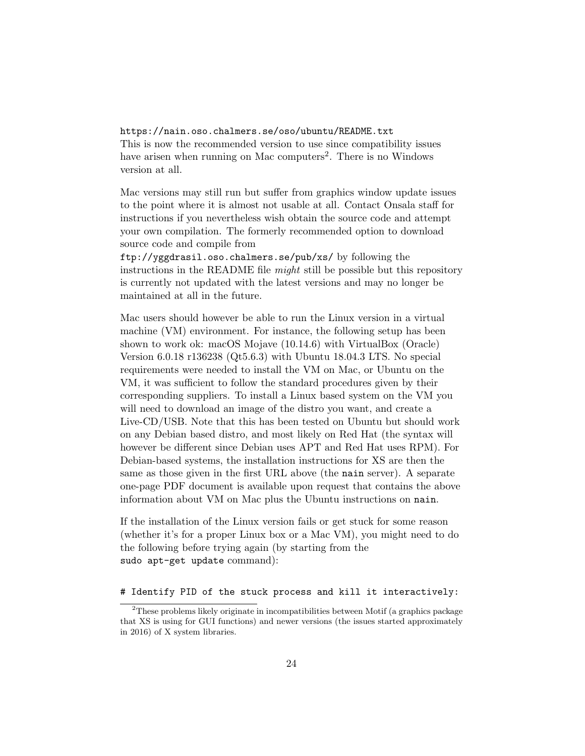https://nain.oso.chalmers.se/oso/ubuntu/README.txt
This is now the recommended version to use since compatibility issues have arisen when running on Mac computers[2]. There is no Windows version at all.

Mac versions may still run but suffer from graphics window update issues to the point where it is almost not usable at all. Contact Onsala staff for instructions if you nevertheless wish obtain the source code and attempt your own compilation. The formerly recommended option to download source code and compile from
ftp://yggdrasil.oso.chalmers.se/pub/xs/ by following the instructions in the README file *might* still be possible but this repository is currently not updated with the latest versions and may no longer be maintained at all in the future.

Mac users should however be able to run the Linux version in a virtual machine (VM) environment. For instance, the following setup has been shown to work ok: macOS Mojave (10.14.6) with VirtualBox (Oracle) Version 6.0.18 r136238 (Qt5.6.3) with Ubuntu 18.04.3 LTS. No special requirements were needed to install the VM on Mac, or Ubuntu on the VM, it was sufficient to follow the standard procedures given by their corresponding suppliers. To install a Linux based system on the VM you will need to download an image of the distro you want, and create a Live-CD/USB. Note that this has been tested on Ubuntu but should work on any Debian based distro, and most likely on Red Hat (the syntax will however be different since Debian uses APT and Red Hat uses RPM). For Debian-based systems, the installation instructions for XS are then the same as those given in the first URL above (the `nain` server). A separate one-page PDF document is available upon request that contains the above information about VM on Mac plus the Ubuntu instructions on `nain`.

If the installation of the Linux version fails or get stuck for some reason (whether it's for a proper Linux box or a Mac VM), you might need to do the following before trying again (by starting from the `sudo apt-get update` command):

```
# Identify PID of the stuck process and kill it interactively:
```

[2] These problems likely originate in incompatibilities between Motif (a graphics package that XS is using for GUI functions) and newer versions (the issues started approximately in 2016) of X system libraries.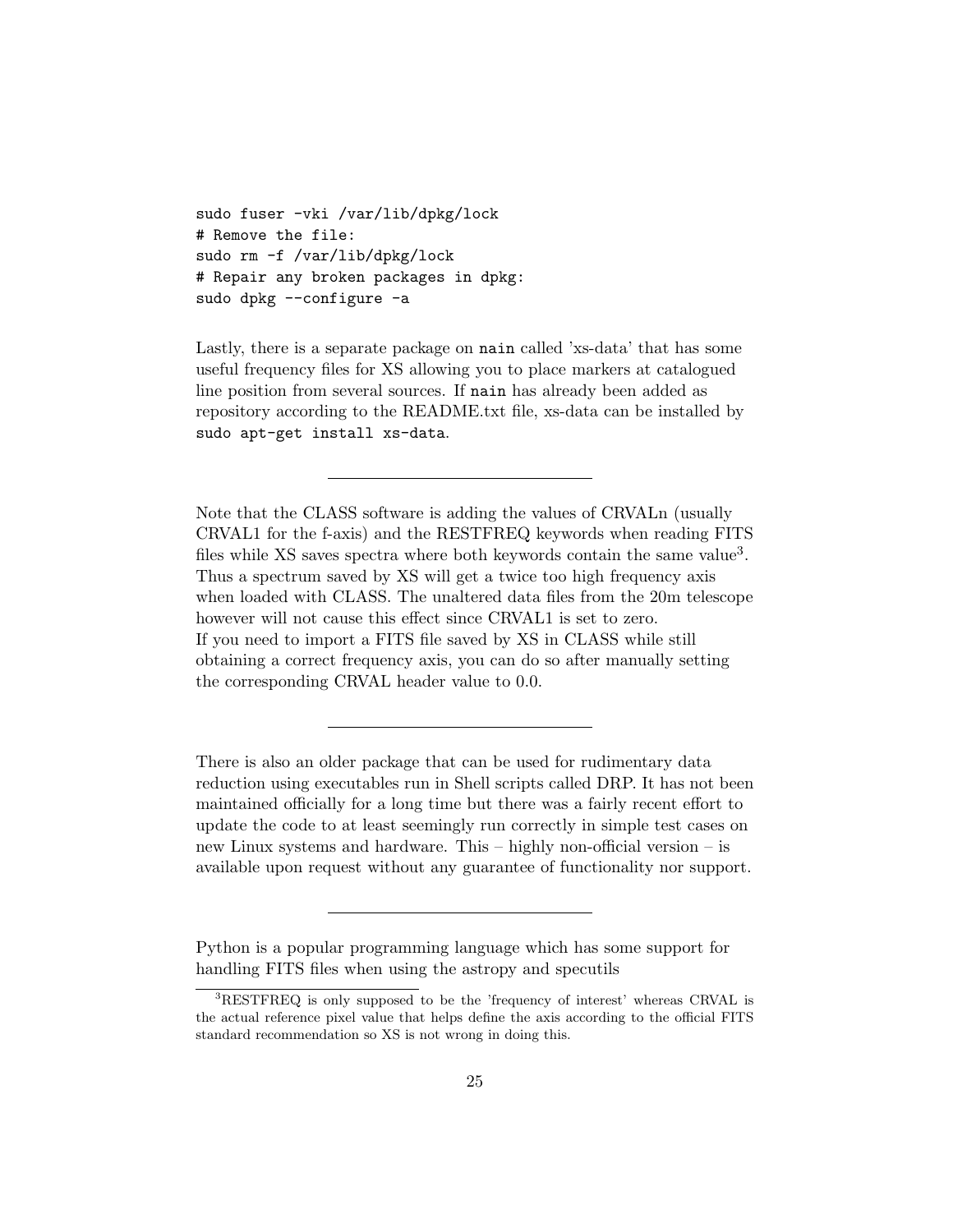```
sudo fuser -vki /var/lib/dpkg/lock
# Remove the file:
sudo rm -f /var/lib/dpkg/lock
# Repair any broken packages in dpkg:
sudo dpkg --configure -a
```

Lastly, there is a separate package on `nain` called 'xs-data' that has some useful frequency files for XS allowing you to place markers at catalogued line position from several sources. If `nain` has already been added as repository according to the README.txt file, xs-data can be installed by `sudo apt-get install xs-data`.

---

Note that the CLASS software is adding the values of CRVALn (usually CRVAL1 for the f-axis) and the RESTFREQ keywords when reading FITS files while XS saves spectra where both keywords contain the same value[3]. Thus a spectrum saved by XS will get a twice too high frequency axis when loaded with CLASS. The unaltered data files from the 20m telescope however will not cause this effect since CRVAL1 is set to zero.
If you need to import a FITS file saved by XS in CLASS while still obtaining a correct frequency axis, you can do so after manually setting the corresponding CRVAL header value to 0.0.

---

There is also an older package that can be used for rudimentary data reduction using executables run in Shell scripts called DRP. It has not been maintained officially for a long time but there was a fairly recent effort to update the code to at least seemingly run correctly in simple test cases on new Linux systems and hardware. This – highly non-official version – is available upon request without any guarantee of functionality nor support.

---

Python is a popular programming language which has some support for handling FITS files when using the astropy and specutils

[3]RESTFREQ is only supposed to be the 'frequency of interest' whereas CRVAL is the actual reference pixel value that helps define the axis according to the official FITS standard recommendation so XS is not wrong in doing this.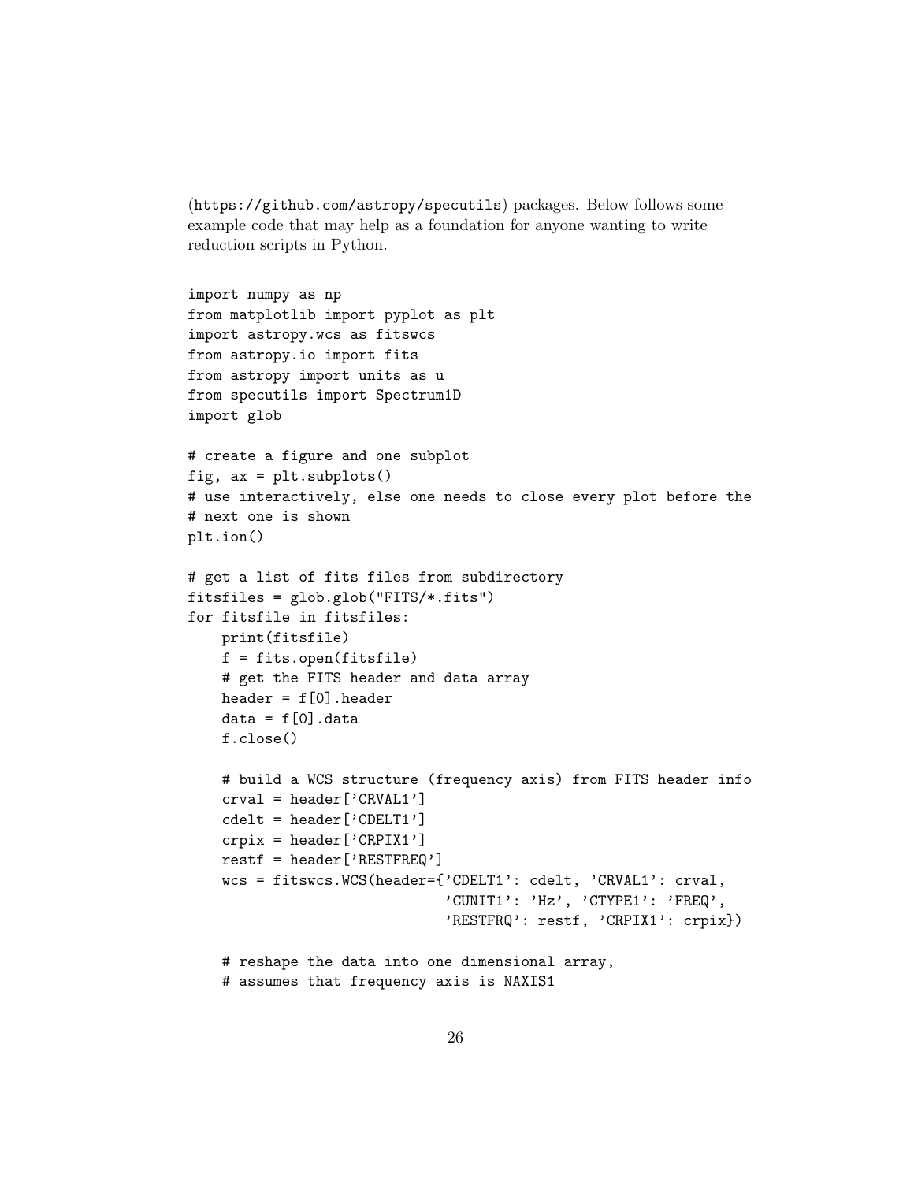(https://github.com/astropy/specutils) packages. Below follows some example code that may help as a foundation for anyone wanting to write reduction scripts in Python.

```
import numpy as np
from matplotlib import pyplot as plt
import astropy.wcs as fitswcs
from astropy.io import fits
from astropy import units as u
from specutils import Spectrum1D
import glob

# create a figure and one subplot
fig, ax = plt.subplots()
# use interactively, else one needs to close every plot before the
# next one is shown
plt.ion()

# get a list of fits files from subdirectory
fitsfiles = glob.glob("FITS/*.fits")
for fitsfile in fitsfiles:
    print(fitsfile)
    f = fits.open(fitsfile)
    # get the FITS header and data array
    header = f[0].header
    data = f[0].data
    f.close()

    # build a WCS structure (frequency axis) from FITS header info
    crval = header['CRVAL1']
    cdelt = header['CDELT1']
    crpix = header['CRPIX1']
    restf = header['RESTFREQ']
    wcs = fitswcs.WCS(header={'CDELT1': cdelt, 'CRVAL1': crval,
                              'CUNIT1': 'Hz', 'CTYPE1': 'FREQ',
                              'RESTFRQ': restf, 'CRPIX1': crpix})

    # reshape the data into one dimensional array,
    # assumes that frequency axis is NAXIS1
```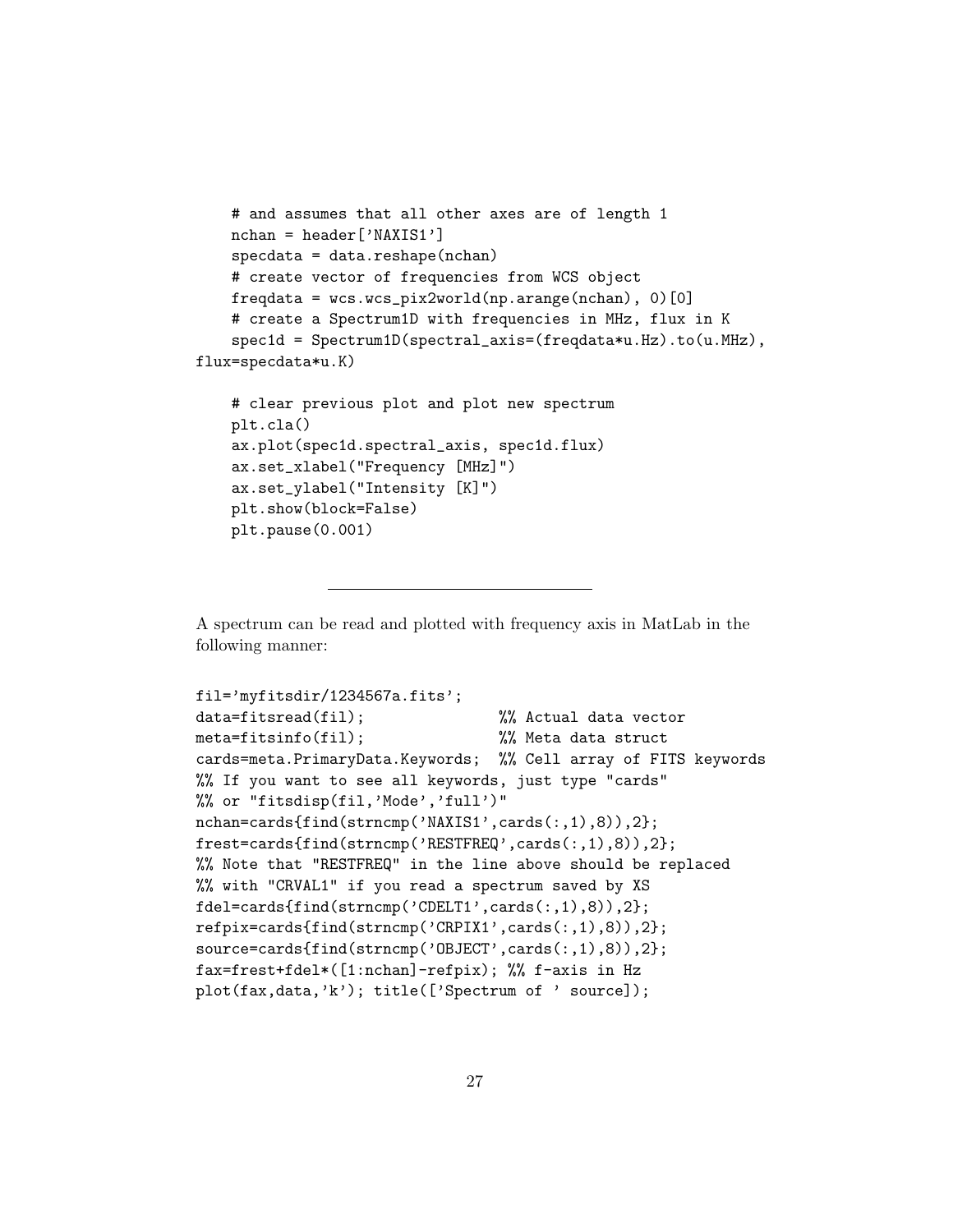```
    # and assumes that all other axes are of length 1
    nchan = header['NAXIS1']
    specdata = data.reshape(nchan)
    # create vector of frequencies from WCS object
    freqdata = wcs.wcs_pix2world(np.arange(nchan), 0)[0]
    # create a Spectrum1D with frequencies in MHz, flux in K
    spec1d = Spectrum1D(spectral_axis=(freqdata*u.Hz).to(u.MHz),
flux=specdata*u.K)

    # clear previous plot and plot new spectrum
    plt.cla()
    ax.plot(spec1d.spectral_axis, spec1d.flux)
    ax.set_xlabel("Frequency [MHz]")
    ax.set_ylabel("Intensity [K]")
    plt.show(block=False)
    plt.pause(0.001)
```

---

A spectrum can be read and plotted with frequency axis in MatLab in the following manner:

```
fil='myfitsdir/1234567a.fits';
data=fitsread(fil);              %% Actual data vector
meta=fitsinfo(fil);              %% Meta data struct
cards=meta.PrimaryData.Keywords;  %% Cell array of FITS keywords
%% If you want to see all keywords, just type "cards"
%% or "fitsdisp(fil,'Mode','full')"
nchan=cards{find(strncmp('NAXIS1',cards(:,1),8)),2};
frest=cards{find(strncmp('RESTFREQ',cards(:,1),8)),2};
%% Note that "RESTFREQ" in the line above should be replaced
%% with "CRVAL1" if you read a spectrum saved by XS
fdel=cards{find(strncmp('CDELT1',cards(:,1),8)),2};
refpix=cards{find(strncmp('CRPIX1',cards(:,1),8)),2};
source=cards{find(strncmp('OBJECT',cards(:,1),8)),2};
fax=frest+fdel*([1:nchan]-refpix); %% f-axis in Hz
plot(fax,data,'k'); title(['Spectrum of ' source]);
```